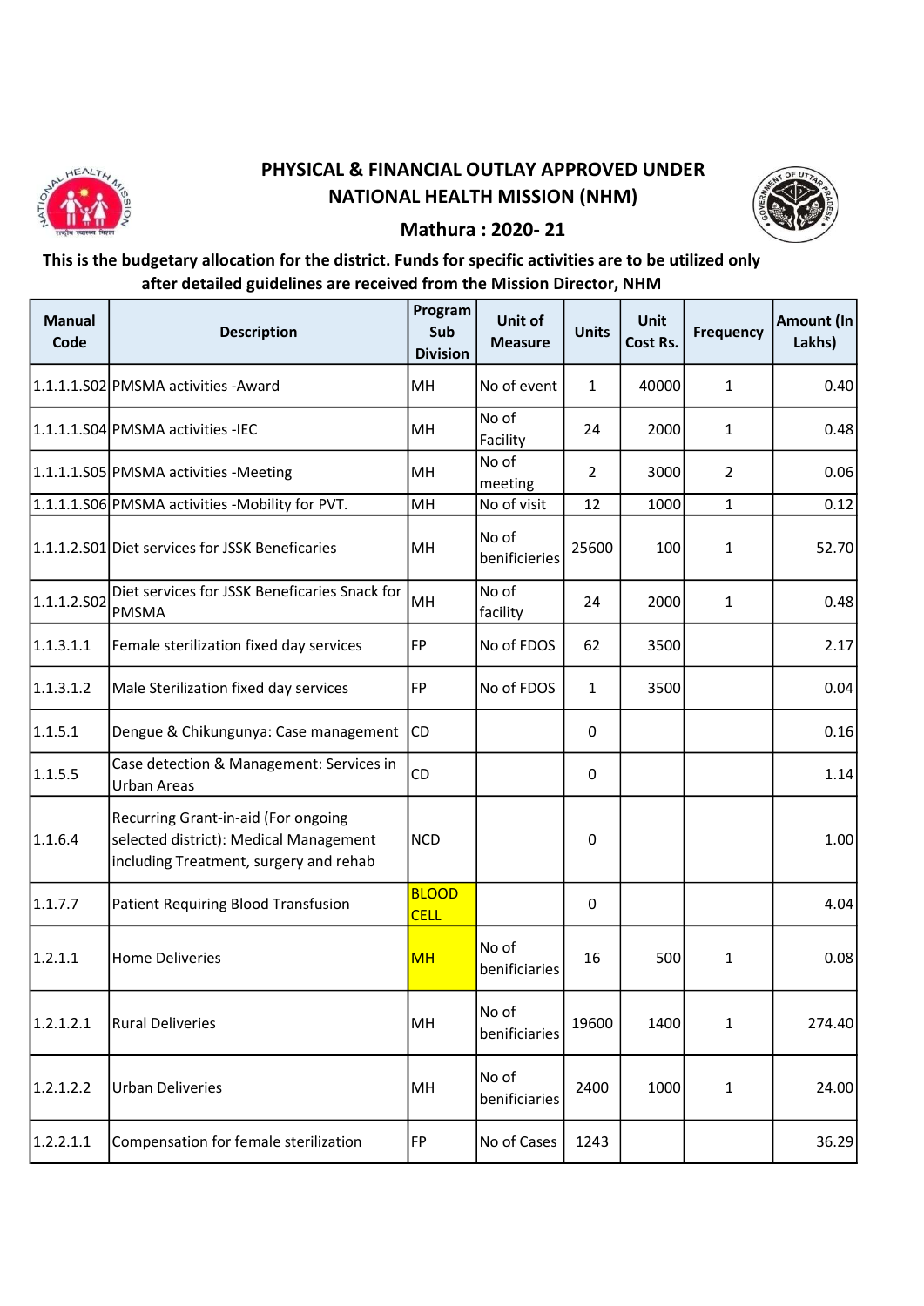# PHYSICAL & FINANCIAL OUTLAY APPROVED UNDER NATIONAL HEALTH MISSION (NHM)

## Mathura : 2020- 21

**This is the budgetary allocation for the district. Funds for specific activities are to be utilized only after detailed guidelines are received from the Mission Director, NHM**

| Manual Code | Description | Program Sub Division | Unit of Measure | Units | Unit Cost Rs. | Frequency | Amount (In Lakhs) |
|---|---|---|---|---|---|---|---|
| 1.1.1.1.S02 | PMSMA activities -Award | MH | No of event | 1 | 40000 | 1 | 0.40 |
| 1.1.1.1.S04 | PMSMA activities -IEC | MH | No of Facility | 24 | 2000 | 1 | 0.48 |
| 1.1.1.1.S05 | PMSMA activities -Meeting | MH | No of meeting | 2 | 3000 | 2 | 0.06 |
| 1.1.1.1.S06 | PMSMA activities -Mobility for PVT. | MH | No of visit | 12 | 1000 | 1 | 0.12 |
| 1.1.1.2.S01 | Diet services for JSSK Beneficaries | MH | No of benificieries | 25600 | 100 | 1 | 52.70 |
| 1.1.1.2.S02 | Diet services for JSSK Beneficaries Snack for PMSMA | MH | No of facility | 24 | 2000 | 1 | 0.48 |
| 1.1.3.1.1 | Female sterilization fixed day services | FP | No of FDOS | 62 | 3500 | | 2.17 |
| 1.1.3.1.2 | Male Sterilization fixed day services | FP | No of FDOS | 1 | 3500 | | 0.04 |
| 1.1.5.1 | Dengue & Chikungunya: Case management | CD | | 0 | | | 0.16 |
| 1.1.5.5 | Case detection & Management: Services in Urban Areas | CD | | 0 | | | 1.14 |
| 1.1.6.4 | Recurring Grant-in-aid (For ongoing selected district): Medical Management including Treatment, surgery and rehab | NCD | | 0 | | | 1.00 |
| 1.1.7.7 | Patient Requiring Blood Transfusion | BLOOD CELL | | 0 | | | 4.04 |
| 1.2.1.1 | Home Deliveries | MH | No of beniificiaries | 16 | 500 | 1 | 0.08 |
| 1.2.1.2.1 | Rural Deliveries | MH | No of beniificiaries | 19600 | 1400 | 1 | 274.40 |
| 1.2.1.2.2 | Urban Deliveries | MH | No of beniificiaries | 2400 | 1000 | 1 | 24.00 |
| 1.2.2.1.1 | Compensation for female sterilization | FP | No of Cases | 1243 | | | 36.29 |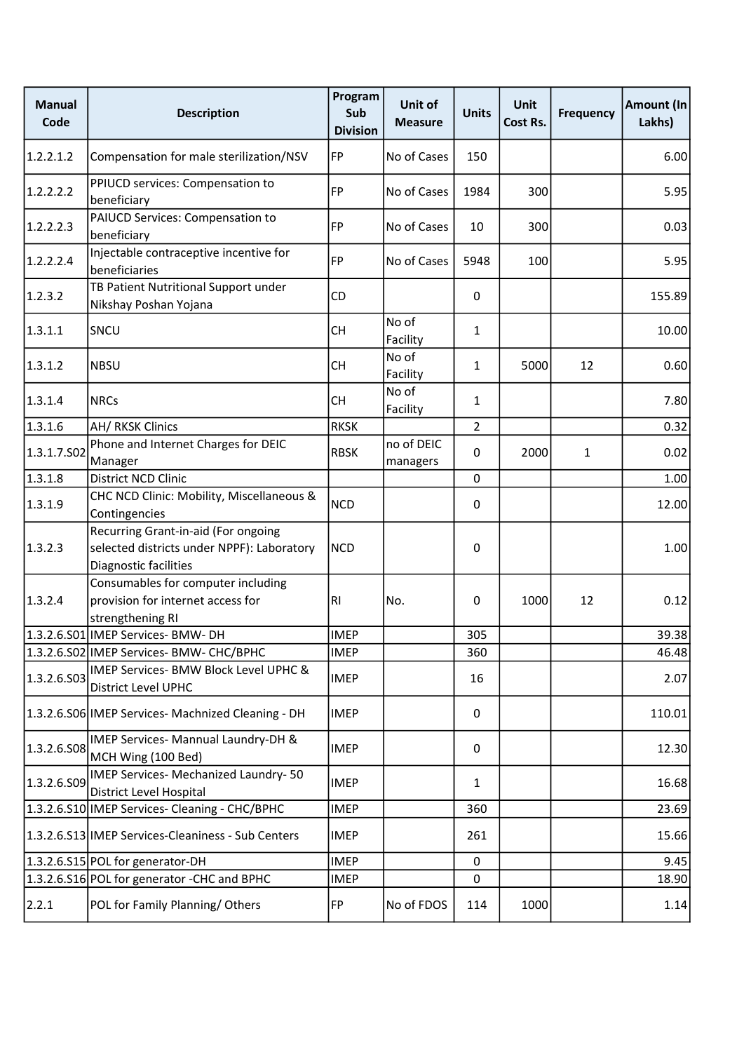| Manual Code | Description | Program Sub Division | Unit of Measure | Units | Unit Cost Rs. | Frequency | Amount (In Lakhs) |
|---|---|---|---|---|---|---|---|
| 1.2.2.1.2 | Compensation for male sterilization/NSV | FP | No of Cases | 150 | | | 6.00 |
| 1.2.2.2.2 | PPIUCD services: Compensation to beneficiary | FP | No of Cases | 1984 | 300 | | 5.95 |
| 1.2.2.2.3 | PAIUCD Services: Compensation to beneficiary | FP | No of Cases | 10 | 300 | | 0.03 |
| 1.2.2.2.4 | Injectable contraceptive incentive for beneficiaries | FP | No of Cases | 5948 | 100 | | 5.95 |
| 1.2.3.2 | TB Patient Nutritional Support under Nikshay Poshan Yojana | CD | | 0 | | | 155.89 |
| 1.3.1.1 | SNCU | CH | No of Facility | 1 | | | 10.00 |
| 1.3.1.2 | NBSU | CH | No of Facility | 1 | 5000 | 12 | 0.60 |
| 1.3.1.4 | NRCs | CH | No of Facility | 1 | | | 7.80 |
| 1.3.1.6 | AH/ RKSK Clinics | RKSK | | 2 | | | 0.32 |
| 1.3.1.7.S02 | Phone and Internet Charges for DEIC Manager | RBSK | no of DEIC managers | 0 | 2000 | 1 | 0.02 |
| 1.3.1.8 | District NCD Clinic | | | 0 | | | 1.00 |
| 1.3.1.9 | CHC NCD Clinic: Mobility, Miscellaneous & Contingencies | NCD | | 0 | | | 12.00 |
| 1.3.2.3 | Recurring Grant-in-aid (For ongoing selected districts under NPPF): Laboratory Diagnostic facilities | NCD | | 0 | | | 1.00 |
| 1.3.2.4 | Consumables for computer including provision for internet access for strengthening RI | RI | No. | 0 | 1000 | 12 | 0.12 |
| 1.3.2.6.S01 | IMEP Services- BMW- DH | IMEP | | 305 | | | 39.38 |
| 1.3.2.6.S02 | IMEP Services- BMW- CHC/BPHC | IMEP | | 360 | | | 46.48 |
| 1.3.2.6.S03 | IMEP Services- BMW Block Level UPHC & District Level UPHC | IMEP | | 16 | | | 2.07 |
| 1.3.2.6.S06 | IMEP Services- Machnized Cleaning - DH | IMEP | | 0 | | | 110.01 |
| 1.3.2.6.S08 | IMEP Services- Mannual Laundry-DH & MCH Wing (100 Bed) | IMEP | | 0 | | | 12.30 |
| 1.3.2.6.S09 | IMEP Services- Mechanized Laundry- 50 District Level Hospital | IMEP | | 1 | | | 16.68 |
| 1.3.2.6.S10 | IMEP Services- Cleaning - CHC/BPHC | IMEP | | 360 | | | 23.69 |
| 1.3.2.6.S13 | IMEP Services-Cleaniness - Sub Centers | IMEP | | 261 | | | 15.66 |
| 1.3.2.6.S15 | POL for generator-DH | IMEP | | 0 | | | 9.45 |
| 1.3.2.6.S16 | POL for generator -CHC and BPHC | IMEP | | 0 | | | 18.90 |
| 2.2.1 | POL for Family Planning/ Others | FP | No of FDOS | 114 | 1000 | | 1.14 |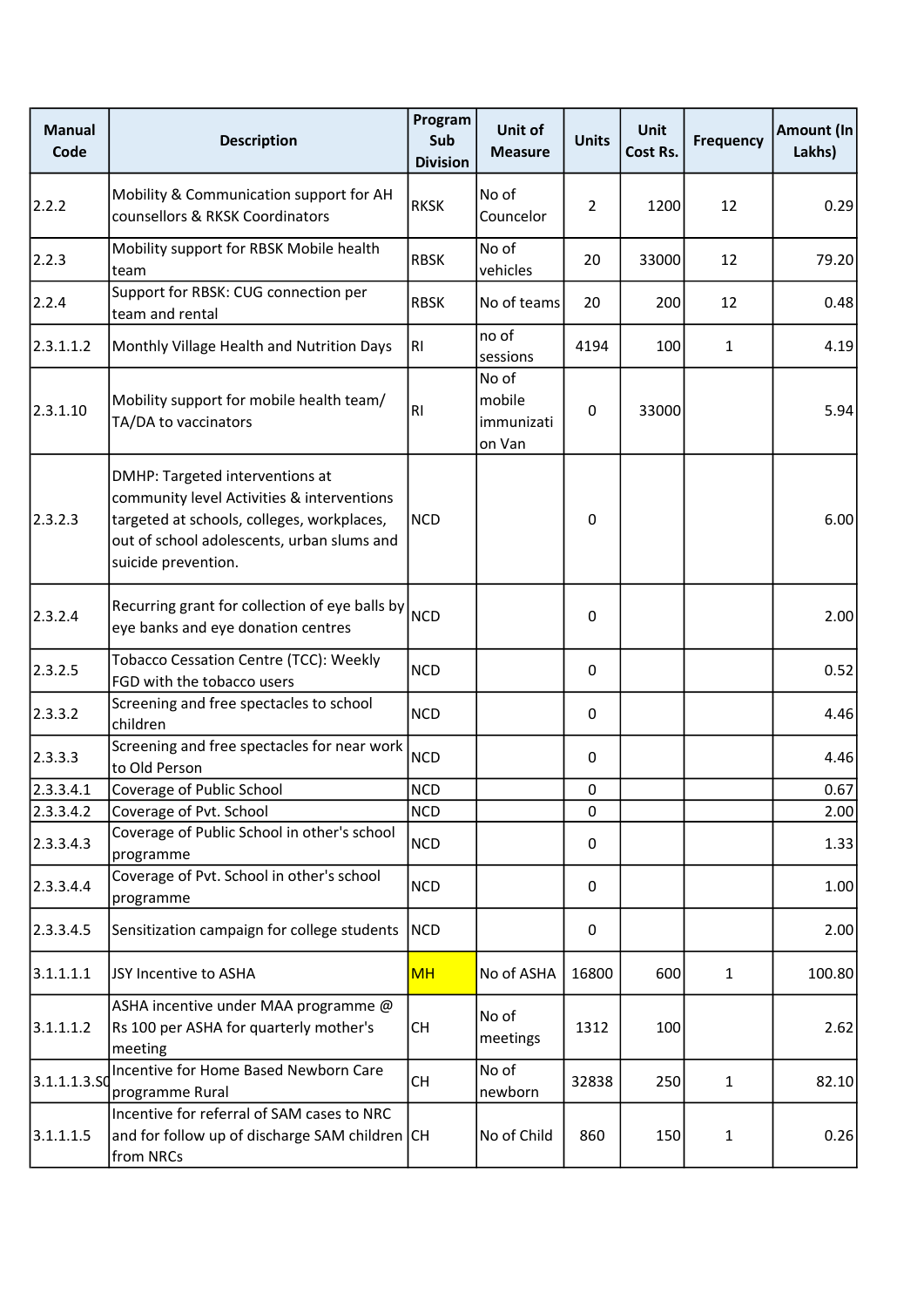| Manual Code | Description | Program Sub Division | Unit of Measure | Units | Unit Cost Rs. | Frequency | Amount (In Lakhs) |
|---|---|---|---|---|---|---|---|
| 2.2.2 | Mobility & Communication support for AH counsellors & RKSK Coordinators | RKSK | No of Councelor | 2 | 1200 | 12 | 0.29 |
| 2.2.3 | Mobility support for RBSK Mobile health team | RBSK | No of vehicles | 20 | 33000 | 12 | 79.20 |
| 2.2.4 | Support for RBSK: CUG connection per team and rental | RBSK | No of teams | 20 | 200 | 12 | 0.48 |
| 2.3.1.1.2 | Monthly Village Health and Nutrition Days | RI | no of sessions | 4194 | 100 | 1 | 4.19 |
| 2.3.1.10 | Mobility support for mobile health team/ TA/DA to vaccinators | RI | No of mobile immunization Van | 0 | 33000 | | 5.94 |
| 2.3.2.3 | DMHP: Targeted interventions at community level Activities & interventions targeted at schools, colleges, workplaces, out of school adolescents, urban slums and suicide prevention. | NCD | | 0 | | | 6.00 |
| 2.3.2.4 | Recurring grant for collection of eye balls by eye banks and eye donation centres | NCD | | 0 | | | 2.00 |
| 2.3.2.5 | Tobacco Cessation Centre (TCC): Weekly FGD with the tobacco users | NCD | | 0 | | | 0.52 |
| 2.3.3.2 | Screening and free spectacles to school children | NCD | | 0 | | | 4.46 |
| 2.3.3.3 | Screening and free spectacles for near work to Old Person | NCD | | 0 | | | 4.46 |
| 2.3.3.4.1 | Coverage of Public School | NCD | | 0 | | | 0.67 |
| 2.3.3.4.2 | Coverage of Pvt. School | NCD | | 0 | | | 2.00 |
| 2.3.3.4.3 | Coverage of Public School in other's school programme | NCD | | 0 | | | 1.33 |
| 2.3.3.4.4 | Coverage of Pvt. School in other's school programme | NCD | | 0 | | | 1.00 |
| 2.3.3.4.5 | Sensitization campaign for college students | NCD | | 0 | | | 2.00 |
| 3.1.1.1.1 | JSY Incentive to ASHA | MH | No of ASHA | 16800 | 600 | 1 | 100.80 |
| 3.1.1.1.2 | ASHA incentive under MAA programme @ Rs 100 per ASHA for quarterly mother's meeting | CH | No of meetings | 1312 | 100 | | 2.62 |
| 3.1.1.1.3.S0 | Incentive for Home Based Newborn Care programme Rural | CH | No of newborn | 32838 | 250 | 1 | 82.10 |
| 3.1.1.1.5 | Incentive for referral of SAM cases to NRC and for follow up of discharge SAM children from NRCs | CH | No of Child | 860 | 150 | 1 | 0.26 |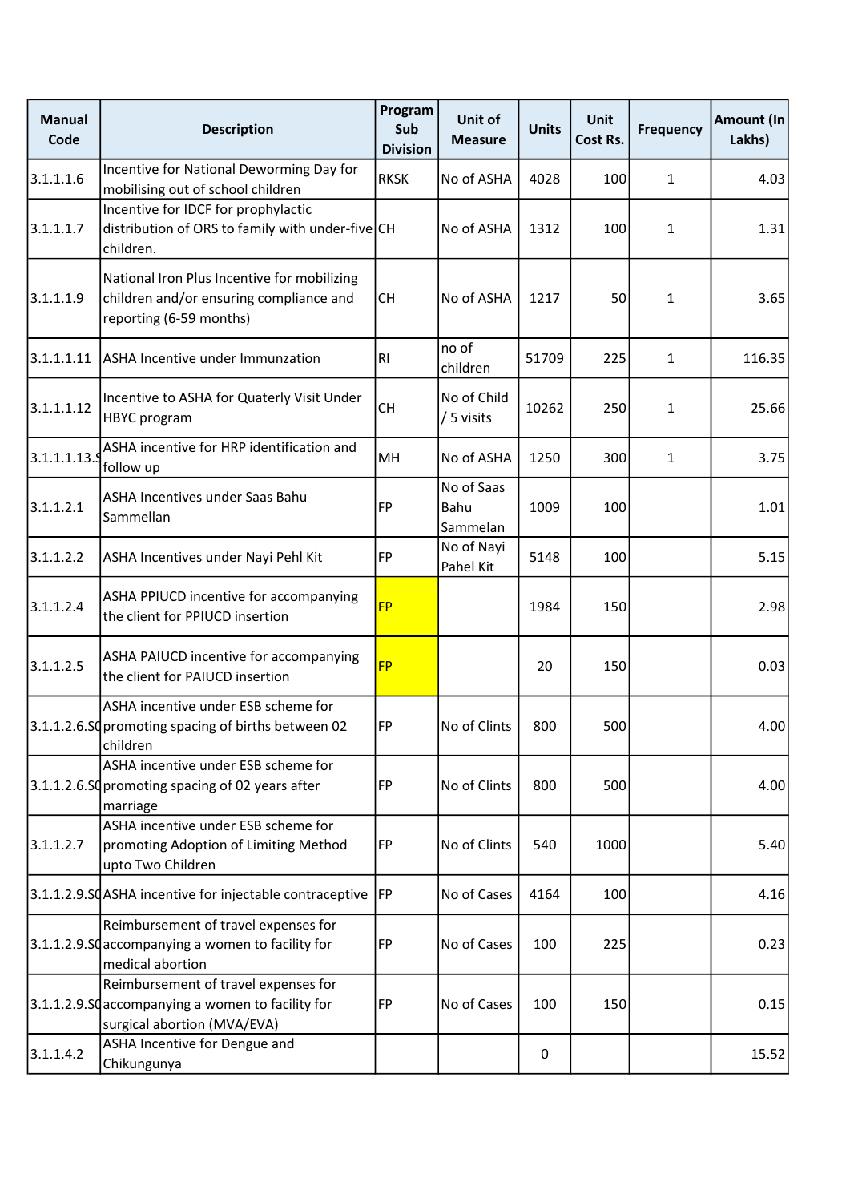| Manual Code | Description | Program Sub Division | Unit of Measure | Units | Unit Cost Rs. | Frequency | Amount (In Lakhs) |
|---|---|---|---|---|---|---|---|
| 3.1.1.1.6 | Incentive for National Deworming Day for mobilising out of school children | RKSK | No of ASHA | 4028 | 100 | 1 | 4.03 |
| 3.1.1.1.7 | Incentive for IDCF for prophylactic distribution of ORS to family with under-five children. | CH | No of ASHA | 1312 | 100 | 1 | 1.31 |
| 3.1.1.1.9 | National Iron Plus Incentive for mobilizing children and/or ensuring compliance and reporting (6-59 months) | CH | No of ASHA | 1217 | 50 | 1 | 3.65 |
| 3.1.1.1.11 | ASHA Incentive under Immunzation | RI | no of children | 51709 | 225 | 1 | 116.35 |
| 3.1.1.1.12 | Incentive to ASHA for Quaterly Visit Under HBYC program | CH | No of Child / 5 visits | 10262 | 250 | 1 | 25.66 |
| 3.1.1.1.13.S | ASHA incentive for HRP identification and follow up | MH | No of ASHA | 1250 | 300 | 1 | 3.75 |
| 3.1.1.2.1 | ASHA Incentives under Saas Bahu Sammellan | FP | No of Saas Bahu Sammelan | 1009 | 100 | | 1.01 |
| 3.1.1.2.2 | ASHA Incentives under Nayi Pehl Kit | FP | No of Nayi Pahel Kit | 5148 | 100 | | 5.15 |
| 3.1.1.2.4 | ASHA PPIUCD incentive for accompanying the client for PPIUCD insertion | FP | | 1984 | 150 | | 2.98 |
| 3.1.1.2.5 | ASHA PAIUCD incentive for accompanying the client for PAIUCD insertion | FP | | 20 | 150 | | 0.03 |
| 3.1.1.2.6.S0 | ASHA incentive under ESB scheme for promoting spacing of births between 02 children | FP | No of Clints | 800 | 500 | | 4.00 |
| 3.1.1.2.6.S0 | ASHA incentive under ESB scheme for promoting spacing of 02 years after marriage | FP | No of Clints | 800 | 500 | | 4.00 |
| 3.1.1.2.7 | ASHA incentive under ESB scheme for promoting Adoption of Limiting Method upto Two Children | FP | No of Clints | 540 | 1000 | | 5.40 |
| 3.1.1.2.9.S0 | ASHA incentive for injectable contraceptive | FP | No of Cases | 4164 | 100 | | 4.16 |
| 3.1.1.2.9.S0 | Reimbursement of travel expenses for accompanying a women to facility for medical abortion | FP | No of Cases | 100 | 225 | | 0.23 |
| 3.1.1.2.9.S0 | Reimbursement of travel expenses for accompanying a women to facility for surgical abortion (MVA/EVA) | FP | No of Cases | 100 | 150 | | 0.15 |
| 3.1.1.4.2 | ASHA Incentive for Dengue and Chikungunya | | | 0 | | | 15.52 |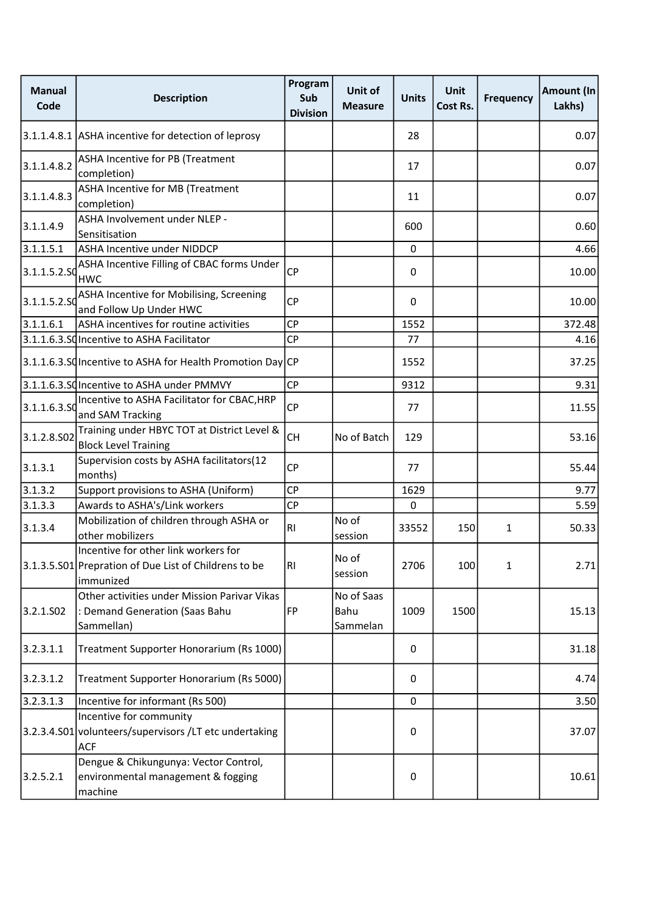| Manual Code | Description | Program Sub Division | Unit of Measure | Units | Unit Cost Rs. | Frequency | Amount (In Lakhs) |
|---|---|---|---|---|---|---|---|
| 3.1.1.4.8.1 | ASHA incentive for detection of leprosy | | | 28 | | | 0.07 |
| 3.1.1.4.8.2 | ASHA Incentive for PB (Treatment completion) | | | 17 | | | 0.07 |
| 3.1.1.4.8.3 | ASHA Incentive for MB (Treatment completion) | | | 11 | | | 0.07 |
| 3.1.1.4.9 | ASHA Involvement under NLEP - Sensitisation | | | 600 | | | 0.60 |
| 3.1.1.5.1 | ASHA Incentive under NIDDCP | | | 0 | | | 4.66 |
| 3.1.1.5.2.S0 | ASHA Incentive Filling of CBAC forms Under HWC | CP | | 0 | | | 10.00 |
| 3.1.1.5.2.S0 | ASHA Incentive for Mobilising, Screening and Follow Up Under HWC | CP | | 0 | | | 10.00 |
| 3.1.1.6.1 | ASHA incentives for routine activities | CP | | 1552 | | | 372.48 |
| 3.1.1.6.3.S0 | Incentive to ASHA Facilitator | CP | | 77 | | | 4.16 |
| 3.1.1.6.3.S0 | Incentive to ASHA for Health Promotion Day | CP | | 1552 | | | 37.25 |
| 3.1.1.6.3.S0 | Incentive to ASHA under PMMVY | CP | | 9312 | | | 9.31 |
| 3.1.1.6.3.S0 | Incentive to ASHA Facilitator for CBAC,HRP and SAM Tracking | CP | | 77 | | | 11.55 |
| 3.1.2.8.S02 | Training under HBYC TOT at District Level & Block Level Training | CH | No of Batch | 129 | | | 53.16 |
| 3.1.3.1 | Supervision costs by ASHA facilitators(12 months) | CP | | 77 | | | 55.44 |
| 3.1.3.2 | Support provisions to ASHA (Uniform) | CP | | 1629 | | | 9.77 |
| 3.1.3.3 | Awards to ASHA's/Link workers | CP | | 0 | | | 5.59 |
| 3.1.3.4 | Mobilization of children through ASHA or other mobilizers | RI | No of session | 33552 | 150 | 1 | 50.33 |
| 3.1.3.5.S01 | Incentive for other link workers for Prepration of Due List of Childrens to be immunized | RI | No of session | 2706 | 100 | 1 | 2.71 |
| 3.2.1.S02 | Other activities under Mission Parivar Vikas : Demand Generation (Saas Bahu Sammellan) | FP | No of Saas Bahu Sammelan | 1009 | 1500 | | 15.13 |
| 3.2.3.1.1 | Treatment Supporter Honorarium (Rs 1000) | | | 0 | | | 31.18 |
| 3.2.3.1.2 | Treatment Supporter Honorarium (Rs 5000) | | | 0 | | | 4.74 |
| 3.2.3.1.3 | Incentive for informant (Rs 500) | | | 0 | | | 3.50 |
| 3.2.3.4.S01 | Incentive for community volunteers/supervisors /LT etc undertaking ACF | | | 0 | | | 37.07 |
| 3.2.5.2.1 | Dengue & Chikungunya: Vector Control, environmental management & fogging machine | | | 0 | | | 10.61 |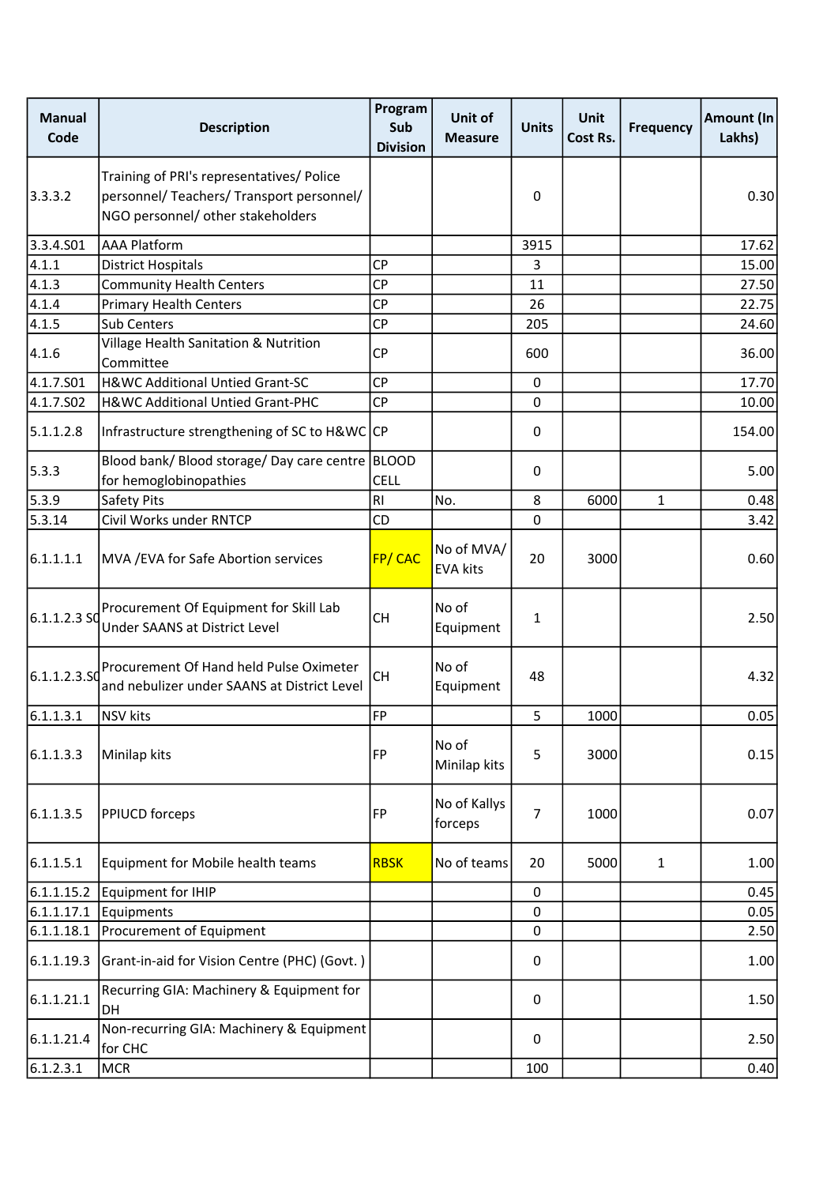| Manual Code | Description | Program Sub Division | Unit of Measure | Units | Unit Cost Rs. | Frequency | Amount (In Lakhs) |
|---|---|---|---|---|---|---|---|
| 3.3.3.2 | Training of PRI's representatives/ Police personnel/ Teachers/ Transport personnel/ NGO personnel/ other stakeholders | | | 0 | | | 0.30 |
| 3.3.4.S01 | AAA Platform | | | 3915 | | | 17.62 |
| 4.1.1 | District Hospitals | CP | | 3 | | | 15.00 |
| 4.1.3 | Community Health Centers | CP | | 11 | | | 27.50 |
| 4.1.4 | Primary Health Centers | CP | | 26 | | | 22.75 |
| 4.1.5 | Sub Centers | CP | | 205 | | | 24.60 |
| 4.1.6 | Village Health Sanitation & Nutrition Committee | CP | | 600 | | | 36.00 |
| 4.1.7.S01 | H&WC Additional Untied Grant-SC | CP | | 0 | | | 17.70 |
| 4.1.7.S02 | H&WC Additional Untied Grant-PHC | CP | | 0 | | | 10.00 |
| 5.1.1.2.8 | Infrastructure strengthening of SC to H&WC | CP | | 0 | | | 154.00 |
| 5.3.3 | Blood bank/ Blood storage/ Day care centre for hemoglobinopathies | BLOOD CELL | | 0 | | | 5.00 |
| 5.3.9 | Safety Pits | RI | No. | 8 | 6000 | 1 | 0.48 |
| 5.3.14 | Civil Works under RNTCP | CD | | 0 | | | 3.42 |
| 6.1.1.1.1 | MVA /EVA for Safe Abortion services | FP/ CAC | No of MVA/ EVA kits | 20 | 3000 | | 0.60 |
| 6.1.1.2.3 S0 | Procurement Of Equipment for Skill Lab Under SAANS at District Level | CH | No of Equipment | 1 | | | 2.50 |
| 6.1.1.2.3.S0 | Procurement Of Hand held Pulse Oximeter and nebulizer under SAANS at District Level | CH | No of Equipment | 48 | | | 4.32 |
| 6.1.1.3.1 | NSV kits | FP | | 5 | 1000 | | 0.05 |
| 6.1.1.3.3 | Minilap kits | FP | No of Minilap kits | 5 | 3000 | | 0.15 |
| 6.1.1.3.5 | PPIUCD forceps | FP | No of Kallys forceps | 7 | 1000 | | 0.07 |
| 6.1.1.5.1 | Equipment for Mobile health teams | RBSK | No of teams | 20 | 5000 | 1 | 1.00 |
| 6.1.1.15.2 | Equipment for IHIP | | | 0 | | | 0.45 |
| 6.1.1.17.1 | Equipments | | | 0 | | | 0.05 |
| 6.1.1.18.1 | Procurement of Equipment | | | 0 | | | 2.50 |
| 6.1.1.19.3 | Grant-in-aid for Vision Centre (PHC) (Govt. ) | | | 0 | | | 1.00 |
| 6.1.1.21.1 | Recurring GIA: Machinery & Equipment for DH | | | 0 | | | 1.50 |
| 6.1.1.21.4 | Non-recurring GIA: Machinery & Equipment for CHC | | | 0 | | | 2.50 |
| 6.1.2.3.1 | MCR | | | 100 | | | 0.40 |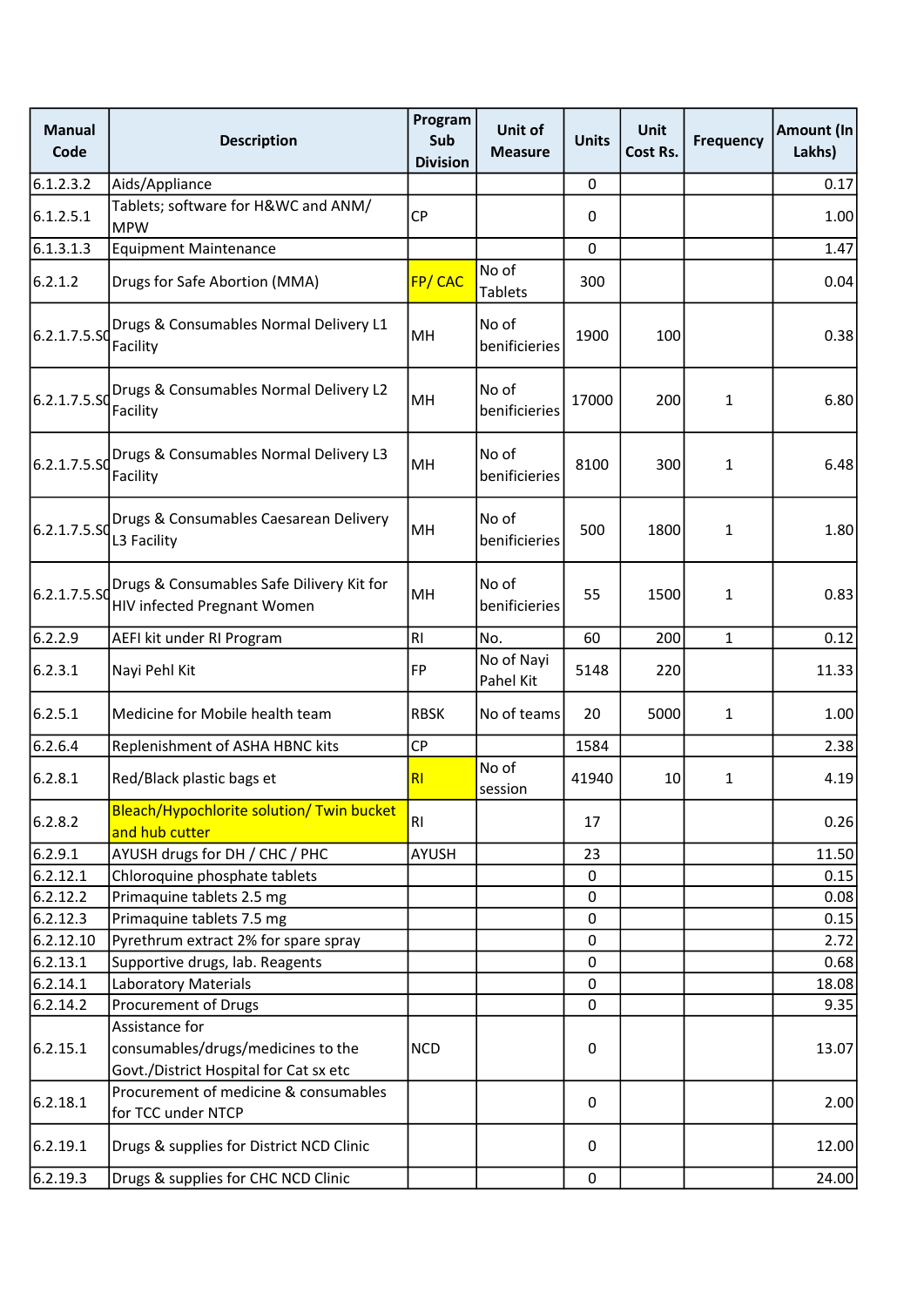| Manual Code | Description | Program Sub Division | Unit of Measure | Units | Unit Cost Rs. | Frequency | Amount (In Lakhs) |
|---|---|---|---|---|---|---|---|
| 6.1.2.3.2 | Aids/Appliance | | | 0 | | | 0.17 |
| 6.1.2.5.1 | Tablets; software for H&WC and ANM/ MPW | CP | | 0 | | | 1.00 |
| 6.1.3.1.3 | Equipment Maintenance | | | 0 | | | 1.47 |
| 6.2.1.2 | Drugs for Safe Abortion (MMA) | FP/ CAC | No of Tablets | 300 | | | 0.04 |
| 6.2.1.7.5.S0 | Drugs & Consumables Normal Delivery L1 Facility | MH | No of benificieries | 1900 | 100 | | 0.38 |
| 6.2.1.7.5.S0 | Drugs & Consumables Normal Delivery L2 Facility | MH | No of benificieries | 17000 | 200 | 1 | 6.80 |
| 6.2.1.7.5.S0 | Drugs & Consumables Normal Delivery L3 Facility | MH | No of benificieries | 8100 | 300 | 1 | 6.48 |
| 6.2.1.7.5.S0 | Drugs & Consumables Caesarean Delivery L3 Facility | MH | No of benificieries | 500 | 1800 | 1 | 1.80 |
| 6.2.1.7.5.S0 | Drugs & Consumables Safe Dilivery Kit for HIV infected Pregnant Women | MH | No of benificieries | 55 | 1500 | 1 | 0.83 |
| 6.2.2.9 | AEFI kit under RI Program | RI | No. | 60 | 200 | 1 | 0.12 |
| 6.2.3.1 | Nayi Pehl Kit | FP | No of Nayi Pahel Kit | 5148 | 220 | | 11.33 |
| 6.2.5.1 | Medicine for Mobile health team | RBSK | No of teams | 20 | 5000 | 1 | 1.00 |
| 6.2.6.4 | Replenishment of ASHA HBNC kits | CP | | 1584 | | | 2.38 |
| 6.2.8.1 | Red/Black plastic bags et | RI | No of session | 41940 | 10 | 1 | 4.19 |
| 6.2.8.2 | Bleach/Hypochlorite solution/ Twin bucket and hub cutter | RI | | 17 | | | 0.26 |
| 6.2.9.1 | AYUSH drugs for DH / CHC / PHC | AYUSH | | 23 | | | 11.50 |
| 6.2.12.1 | Chloroquine phosphate tablets | | | 0 | | | 0.15 |
| 6.2.12.2 | Primaquine tablets 2.5 mg | | | 0 | | | 0.08 |
| 6.2.12.3 | Primaquine tablets 7.5 mg | | | 0 | | | 0.15 |
| 6.2.12.10 | Pyrethrum extract 2% for spare spray | | | 0 | | | 2.72 |
| 6.2.13.1 | Supportive drugs, lab. Reagents | | | 0 | | | 0.68 |
| 6.2.14.1 | Laboratory Materials | | | 0 | | | 18.08 |
| 6.2.14.2 | Procurement of Drugs | | | 0 | | | 9.35 |
| 6.2.15.1 | Assistance for consumables/drugs/medicines to the Govt./District Hospital for Cat sx etc | NCD | | 0 | | | 13.07 |
| 6.2.18.1 | Procurement of medicine & consumables for TCC under NTCP | | | 0 | | | 2.00 |
| 6.2.19.1 | Drugs & supplies for District NCD Clinic | | | 0 | | | 12.00 |
| 6.2.19.3 | Drugs & supplies for CHC NCD Clinic | | | 0 | | | 24.00 |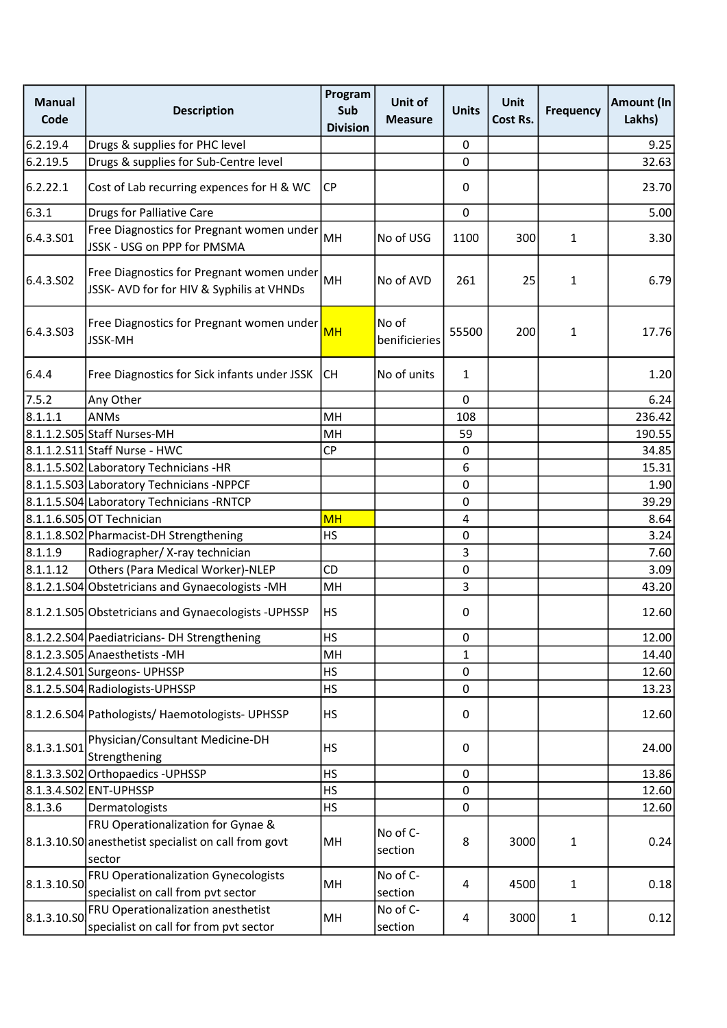| Manual Code | Description | Program Sub Division | Unit of Measure | Units | Unit Cost Rs. | Frequency | Amount (In Lakhs) |
|---|---|---|---|---|---|---|---|
| 6.2.19.4 | Drugs & supplies for PHC level | | | 0 | | | 9.25 |
| 6.2.19.5 | Drugs & supplies for Sub-Centre level | | | 0 | | | 32.63 |
| 6.2.22.1 | Cost of Lab recurring expences for H & WC | CP | | 0 | | | 23.70 |
| 6.3.1 | Drugs for Palliative Care | | | 0 | | | 5.00 |
| 6.4.3.S01 | Free Diagnostics for Pregnant women under JSSK - USG on PPP for PMSMA | MH | No of USG | 1100 | 300 | 1 | 3.30 |
| 6.4.3.S02 | Free Diagnostics for Pregnant women under JSSK- AVD for for HIV & Syphilis at VHNDs | MH | No of AVD | 261 | 25 | 1 | 6.79 |
| 6.4.3.S03 | Free Diagnostics for Pregnant women under JSSK-MH | MH | No of benificieries | 55500 | 200 | 1 | 17.76 |
| 6.4.4 | Free Diagnostics for Sick infants under JSSK | CH | No of units | 1 | | | 1.20 |
| 7.5.2 | Any Other | | | 0 | | | 6.24 |
| 8.1.1.1 | ANMs | MH | | 108 | | | 236.42 |
| 8.1.1.2.S05 | Staff Nurses-MH | MH | | 59 | | | 190.55 |
| 8.1.1.2.S11 | Staff Nurse - HWC | CP | | 0 | | | 34.85 |
| 8.1.1.5.S02 | Laboratory Technicians -HR | | | 6 | | | 15.31 |
| 8.1.1.5.S03 | Laboratory Technicians -NPPCF | | | 0 | | | 1.90 |
| 8.1.1.5.S04 | Laboratory Technicians -RNTCP | | | 0 | | | 39.29 |
| 8.1.1.6.S05 | OT Technician | MH | | 4 | | | 8.64 |
| 8.1.1.8.S02 | Pharmacist-DH Strengthening | HS | | 0 | | | 3.24 |
| 8.1.1.9 | Radiographer/ X-ray technician | | | 3 | | | 7.60 |
| 8.1.1.12 | Others (Para Medical Worker)-NLEP | CD | | 0 | | | 3.09 |
| 8.1.2.1.S04 | Obstetricians and Gynaecologists -MH | MH | | 3 | | | 43.20 |
| 8.1.2.1.S05 | Obstetricians and Gynaecologists -UPHSSP | HS | | 0 | | | 12.60 |
| 8.1.2.2.S04 | Paediatricians- DH Strengthening | HS | | 0 | | | 12.00 |
| 8.1.2.3.S05 | Anaesthetists -MH | MH | | 1 | | | 14.40 |
| 8.1.2.4.S01 | Surgeons- UPHSSP | HS | | 0 | | | 12.60 |
| 8.1.2.5.S04 | Radiologists-UPHSSP | HS | | 0 | | | 13.23 |
| 8.1.2.6.S04 | Pathologists/ Haemotologists- UPHSSP | HS | | 0 | | | 12.60 |
| 8.1.3.1.S01 | Physician/Consultant Medicine-DH Strengthening | HS | | 0 | | | 24.00 |
| 8.1.3.3.S02 | Orthopaedics -UPHSSP | HS | | 0 | | | 13.86 |
| 8.1.3.4.S02 | ENT-UPHSSP | HS | | 0 | | | 12.60 |
| 8.1.3.6 | Dermatologists | HS | | 0 | | | 12.60 |
| 8.1.3.10.S0 | FRU Operationalization for Gynae & anesthetist specialist on call from govt sector | MH | No of C-section | 8 | 3000 | 1 | 0.24 |
| 8.1.3.10.S0 | FRU Operationalization Gynecologists specialist on call from pvt sector | MH | No of C-section | 4 | 4500 | 1 | 0.18 |
| 8.1.3.10.S0 | FRU Operationalization anesthetist specialist on call for from pvt sector | MH | No of C-section | 4 | 3000 | 1 | 0.12 |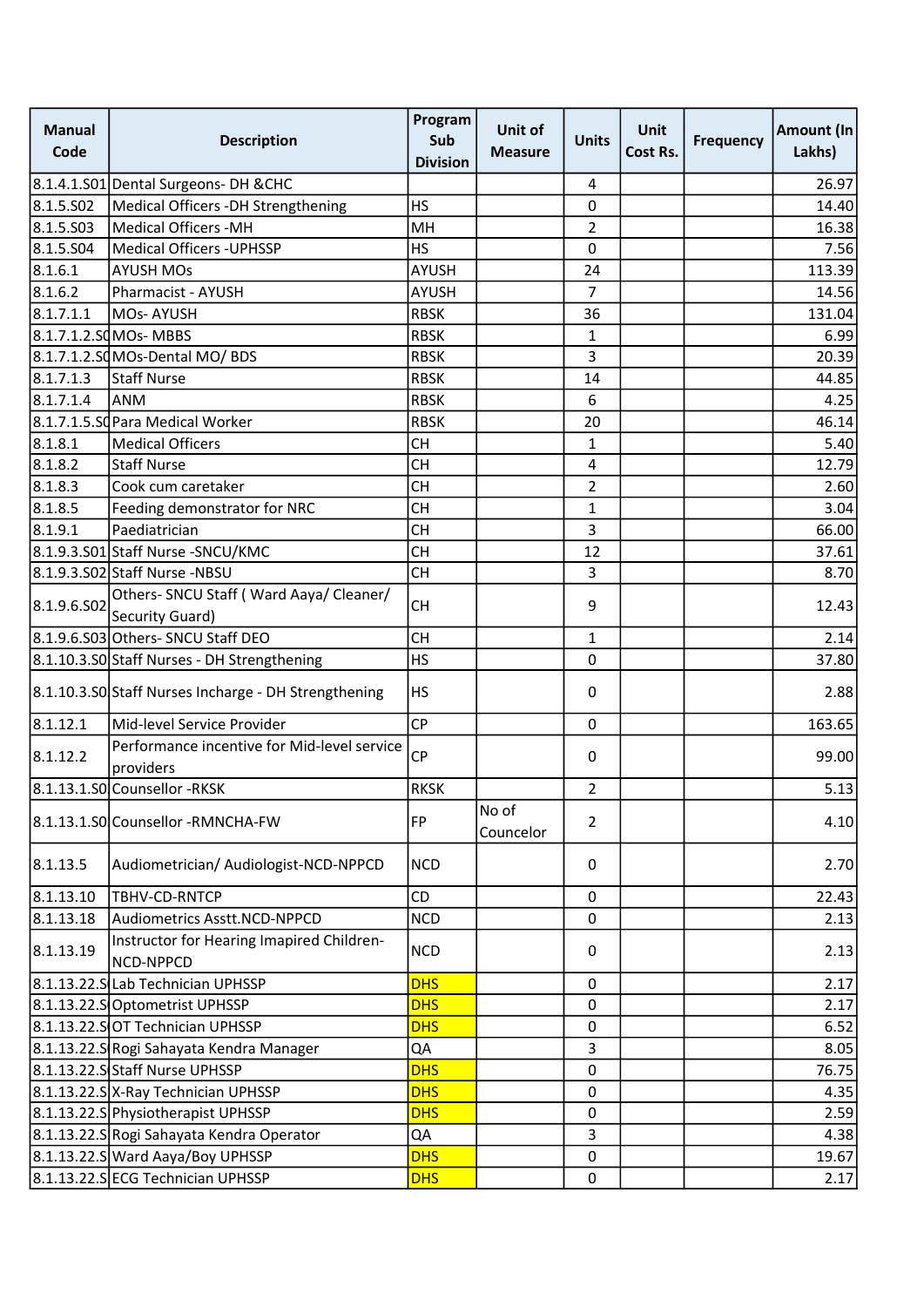| Manual Code | Description | Program Sub Division | Unit of Measure | Units | Unit Cost Rs. | Frequency | Amount (In Lakhs) |
|---|---|---|---|---|---|---|---|
| 8.1.4.1.S01 | Dental Surgeons- DH &CHC | | | 4 | | | 26.97 |
| 8.1.5.S02 | Medical Officers -DH Strengthening | HS | | 0 | | | 14.40 |
| 8.1.5.S03 | Medical Officers -MH | MH | | 2 | | | 16.38 |
| 8.1.5.S04 | Medical Officers -UPHSSP | HS | | 0 | | | 7.56 |
| 8.1.6.1 | AYUSH MOs | AYUSH | | 24 | | | 113.39 |
| 8.1.6.2 | Pharmacist - AYUSH | AYUSH | | 7 | | | 14.56 |
| 8.1.7.1.1 | MOs- AYUSH | RBSK | | 36 | | | 131.04 |
| 8.1.7.1.2.S0 | MOs- MBBS | RBSK | | 1 | | | 6.99 |
| 8.1.7.1.2.S0 | MOs-Dental MO/ BDS | RBSK | | 3 | | | 20.39 |
| 8.1.7.1.3 | Staff Nurse | RBSK | | 14 | | | 44.85 |
| 8.1.7.1.4 | ANM | RBSK | | 6 | | | 4.25 |
| 8.1.7.1.5.S0 | Para Medical Worker | RBSK | | 20 | | | 46.14 |
| 8.1.8.1 | Medical Officers | CH | | 1 | | | 5.40 |
| 8.1.8.2 | Staff Nurse | CH | | 4 | | | 12.79 |
| 8.1.8.3 | Cook cum caretaker | CH | | 2 | | | 2.60 |
| 8.1.8.5 | Feeding demonstrator for NRC | CH | | 1 | | | 3.04 |
| 8.1.9.1 | Paediatrician | CH | | 3 | | | 66.00 |
| 8.1.9.3.S01 | Staff Nurse -SNCU/KMC | CH | | 12 | | | 37.61 |
| 8.1.9.3.S02 | Staff Nurse -NBSU | CH | | 3 | | | 8.70 |
| 8.1.9.6.S02 | Others- SNCU Staff ( Ward Aaya/ Cleaner/ Security Guard) | CH | | 9 | | | 12.43 |
| 8.1.9.6.S03 | Others- SNCU Staff DEO | CH | | 1 | | | 2.14 |
| 8.1.10.3.S0 | Staff Nurses - DH Strengthening | HS | | 0 | | | 37.80 |
| 8.1.10.3.S0 | Staff Nurses Incharge - DH Strengthening | HS | | 0 | | | 2.88 |
| 8.1.12.1 | Mid-level Service Provider | CP | | 0 | | | 163.65 |
| 8.1.12.2 | Performance incentive for Mid-level service providers | CP | | 0 | | | 99.00 |
| 8.1.13.1.S0 | Counsellor -RKSK | RKSK | | 2 | | | 5.13 |
| 8.1.13.1.S0 | Counsellor -RMNCHA-FW | FP | No of Councelor | 2 | | | 4.10 |
| 8.1.13.5 | Audiometrician/ Audiologist-NCD-NPPCD | NCD | | 0 | | | 2.70 |
| 8.1.13.10 | TBHV-CD-RNTCP | CD | | 0 | | | 22.43 |
| 8.1.13.18 | Audiometrics Asstt.NCD-NPPCD | NCD | | 0 | | | 2.13 |
| 8.1.13.19 | Instructor for Hearing Imapired Children-NCD-NPPCD | NCD | | 0 | | | 2.13 |
| 8.1.13.22.S | Lab Technician UPHSSP | DHS | | 0 | | | 2.17 |
| 8.1.13.22.S | Optometrist UPHSSP | DHS | | 0 | | | 2.17 |
| 8.1.13.22.S | OT Technician UPHSSP | DHS | | 0 | | | 6.52 |
| 8.1.13.22.S | Rogi Sahayata Kendra Manager | QA | | 3 | | | 8.05 |
| 8.1.13.22.S | Staff Nurse UPHSSP | DHS | | 0 | | | 76.75 |
| 8.1.13.22.S | X-Ray Technician UPHSSP | DHS | | 0 | | | 4.35 |
| 8.1.13.22.S | Physiotherapist UPHSSP | DHS | | 0 | | | 2.59 |
| 8.1.13.22.S | Rogi Sahayata Kendra Operator | QA | | 3 | | | 4.38 |
| 8.1.13.22.S | Ward Aaya/Boy UPHSSP | DHS | | 0 | | | 19.67 |
| 8.1.13.22.S | ECG Technician UPHSSP | DHS | | 0 | | | 2.17 |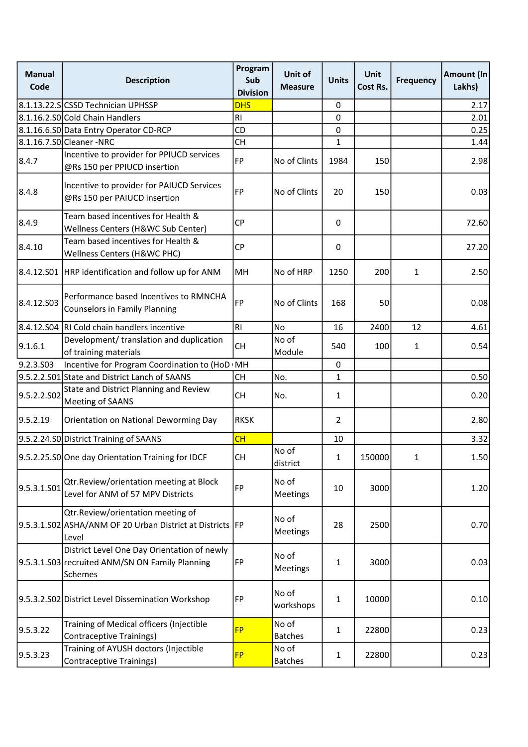| Manual Code | Description | Program Sub Division | Unit of Measure | Units | Unit Cost Rs. | Frequency | Amount (In Lakhs) |
|---|---|---|---|---|---|---|---|
| 8.1.13.22.S | CSSD Technician UPHSSP | DHS | | 0 | | | 2.17 |
| 8.1.16.2.S0 | Cold Chain Handlers | RI | | 0 | | | 2.01 |
| 8.1.16.6.S0 | Data Entry Operator CD-RCP | CD | | 0 | | | 0.25 |
| 8.1.16.7.S0 | Cleaner -NRC | CH | | 1 | | | 1.44 |
| 8.4.7 | Incentive to provider for PPIUCD services @Rs 150 per PPIUCD insertion | FP | No of Clints | 1984 | 150 | | 2.98 |
| 8.4.8 | Incentive to provider for PAIUCD Services @Rs 150 per PAIUCD insertion | FP | No of Clints | 20 | 150 | | 0.03 |
| 8.4.9 | Team based incentives for Health & Wellness Centers (H&WC Sub Center) | CP | | 0 | | | 72.60 |
| 8.4.10 | Team based incentives for Health & Wellness Centers (H&WC PHC) | CP | | 0 | | | 27.20 |
| 8.4.12.S01 | HRP identification and follow up for ANM | MH | No of HRP | 1250 | 200 | 1 | 2.50 |
| 8.4.12.S03 | Performance based Incentives to RMNCHA Counselors in Family Planning | FP | No of Clints | 168 | 50 | | 0.08 |
| 8.4.12.S04 | RI Cold chain handlers incentive | RI | No | 16 | 2400 | 12 | 4.61 |
| 9.1.6.1 | Development/ translation and duplication of training materials | CH | No of Module | 540 | 100 | 1 | 0.54 |
| 9.2.3.S03 | Incentive for Program Coordination to (HoD | MH | | 0 | | | |
| 9.5.2.2.S01 | State and District Lanch of SAANS | CH | No. | 1 | | | 0.50 |
| 9.5.2.2.S02 | State and District Planning and Review Meeting of SAANS | CH | No. | 1 | | | 0.20 |
| 9.5.2.19 | Orientation on National Deworming Day | RKSK | | 2 | | | 2.80 |
| 9.5.2.24.S0 | District Training of SAANS | CH | | 10 | | | 3.32 |
| 9.5.2.25.S0 | One day Orientation Training for IDCF | CH | No of district | 1 | 150000 | 1 | 1.50 |
| 9.5.3.1.S01 | Qtr.Review/orientation meeting at Block Level for ANM of 57 MPV Districts | FP | No of Meetings | 10 | 3000 | | 1.20 |
| 9.5.3.1.S02 | Qtr.Review/orientation meeting of ASHA/ANM OF 20 Urban District at Districts Level | FP | No of Meetings | 28 | 2500 | | 0.70 |
| 9.5.3.1.S03 | District Level One Day Orientation of newly recruited ANM/SN ON Family Planning Schemes | FP | No of Meetings | 1 | 3000 | | 0.03 |
| 9.5.3.2.S02 | District Level Dissemination Workshop | FP | No of workshops | 1 | 10000 | | 0.10 |
| 9.5.3.22 | Training of Medical officers (Injectible Contraceptive Trainings) | FP | No of Batches | 1 | 22800 | | 0.23 |
| 9.5.3.23 | Training of AYUSH doctors (Injectible Contraceptive Trainings) | FP | No of Batches | 1 | 22800 | | 0.23 |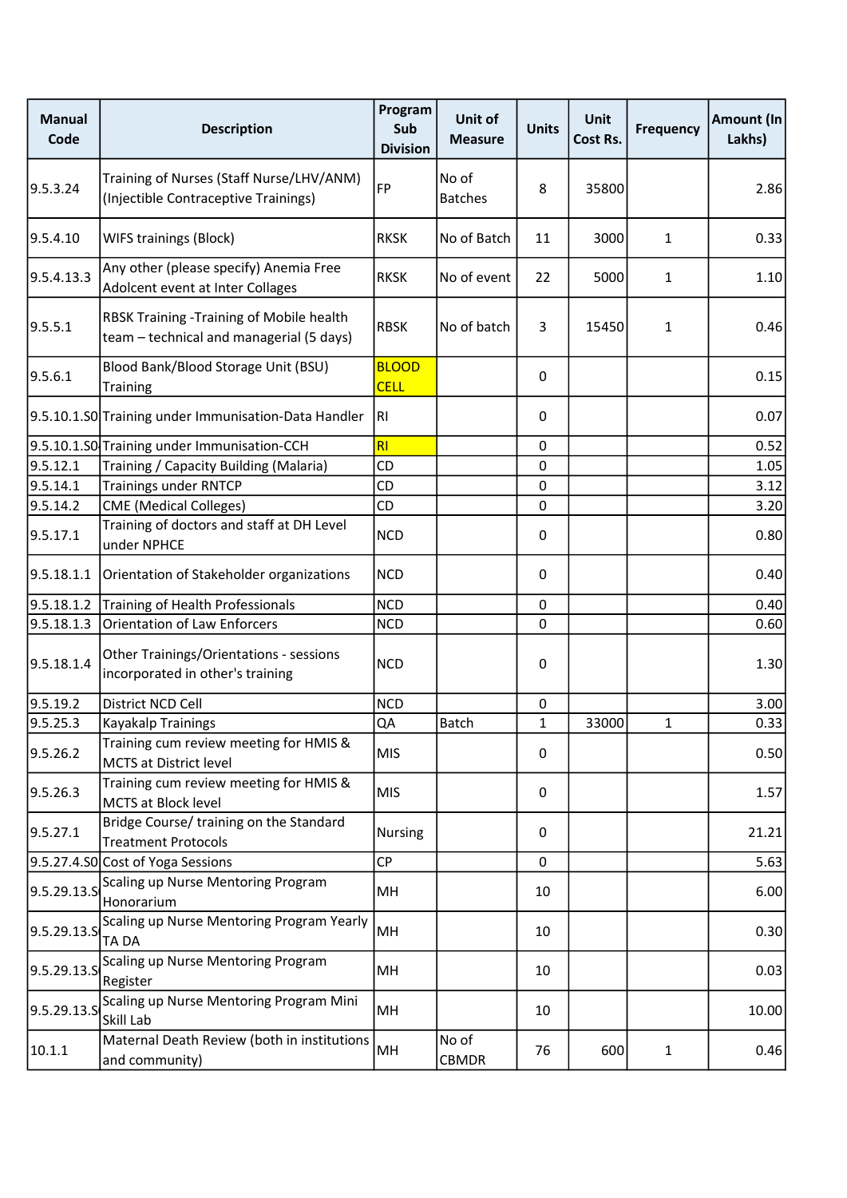| Manual Code | Description | Program Sub Division | Unit of Measure | Units | Unit Cost Rs. | Frequency | Amount (In Lakhs) |
|---|---|---|---|---|---|---|---|
| 9.5.3.24 | Training of Nurses (Staff Nurse/LHV/ANM) (Injectible Contraceptive Trainings) | FP | No of Batches | 8 | 35800 | | 2.86 |
| 9.5.4.10 | WIFS trainings (Block) | RKSK | No of Batch | 11 | 3000 | 1 | 0.33 |
| 9.5.4.13.3 | Any other (please specify) Anemia Free Adolcent event at Inter Collages | RKSK | No of event | 22 | 5000 | 1 | 1.10 |
| 9.5.5.1 | RBSK Training -Training of Mobile health team – technical and managerial (5 days) | RBSK | No of batch | 3 | 15450 | 1 | 0.46 |
| 9.5.6.1 | Blood Bank/Blood Storage Unit (BSU) Training | BLOOD CELL | | 0 | | | 0.15 |
| 9.5.10.1.S0 | Training under Immunisation-Data Handler | RI | | 0 | | | 0.07 |
| 9.5.10.1.S0 | Training under Immunisation-CCH | RI | | 0 | | | 0.52 |
| 9.5.12.1 | Training / Capacity Building (Malaria) | CD | | 0 | | | 1.05 |
| 9.5.14.1 | Trainings under RNTCP | CD | | 0 | | | 3.12 |
| 9.5.14.2 | CME (Medical Colleges) | CD | | 0 | | | 3.20 |
| 9.5.17.1 | Training of doctors and staff at DH Level under NPHCE | NCD | | 0 | | | 0.80 |
| 9.5.18.1.1 | Orientation of Stakeholder organizations | NCD | | 0 | | | 0.40 |
| 9.5.18.1.2 | Training of Health Professionals | NCD | | 0 | | | 0.40 |
| 9.5.18.1.3 | Orientation of Law Enforcers | NCD | | 0 | | | 0.60 |
| 9.5.18.1.4 | Other Trainings/Orientations - sessions incorporated in other's training | NCD | | 0 | | | 1.30 |
| 9.5.19.2 | District NCD Cell | NCD | | 0 | | | 3.00 |
| 9.5.25.3 | Kayakalp Trainings | QA | Batch | 1 | 33000 | 1 | 0.33 |
| 9.5.26.2 | Training cum review meeting for HMIS & MCTS at District level | MIS | | 0 | | | 0.50 |
| 9.5.26.3 | Training cum review meeting for HMIS & MCTS at Block level | MIS | | 0 | | | 1.57 |
| 9.5.27.1 | Bridge Course/ training on the Standard Treatment Protocols | Nursing | | 0 | | | 21.21 |
| 9.5.27.4.S0 | Cost of Yoga Sessions | CP | | 0 | | | 5.63 |
| 9.5.29.13.S | Scaling up Nurse Mentoring Program Honorarium | MH | | 10 | | | 6.00 |
| 9.5.29.13.S | Scaling up Nurse Mentoring Program Yearly TA DA | MH | | 10 | | | 0.30 |
| 9.5.29.13.S | Scaling up Nurse Mentoring Program Register | MH | | 10 | | | 0.03 |
| 9.5.29.13.S | Scaling up Nurse Mentoring Program Mini Skill Lab | MH | | 10 | | | 10.00 |
| 10.1.1 | Maternal Death Review (both in institutions and community) | MH | No of CBMDR | 76 | 600 | 1 | 0.46 |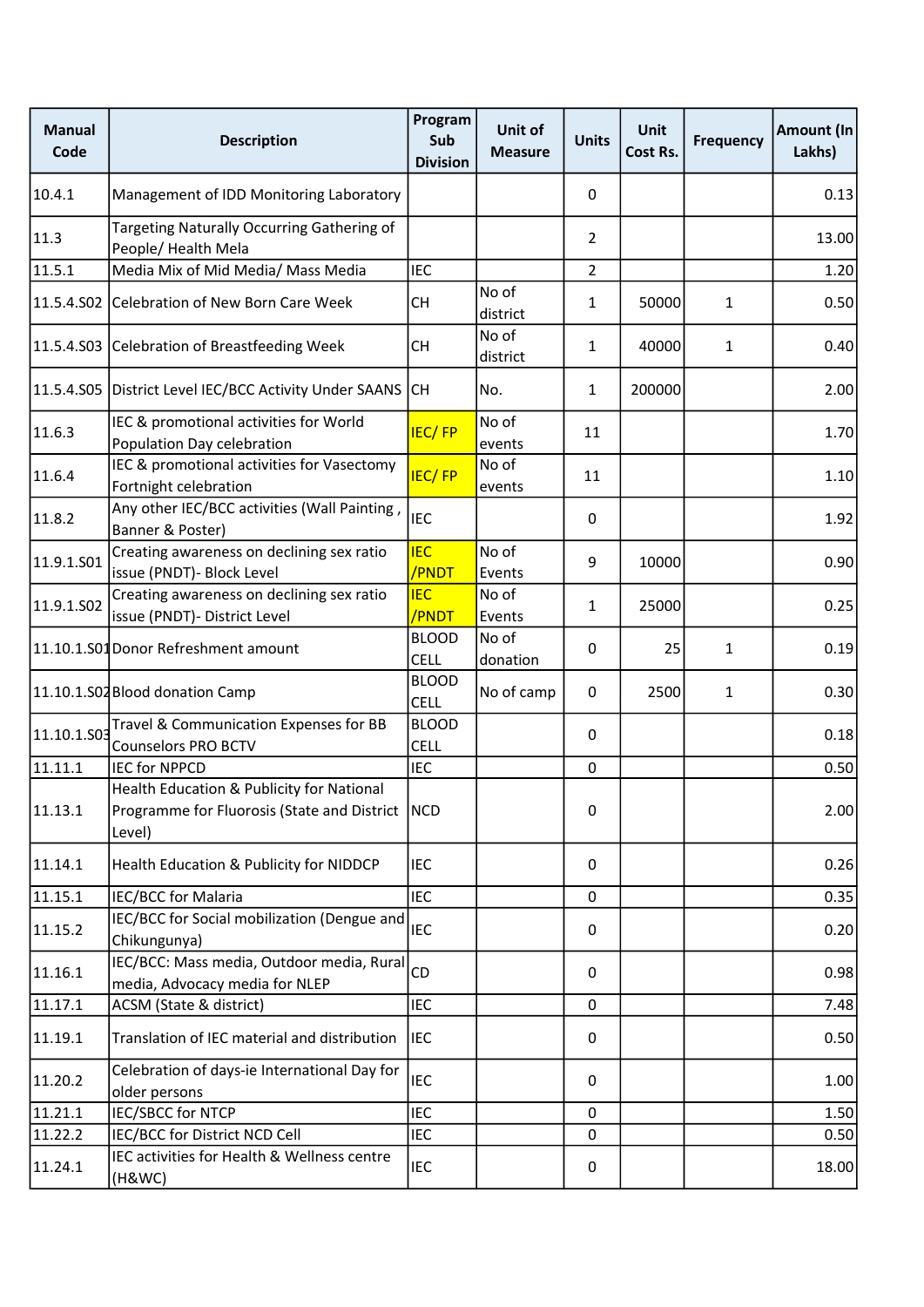| Manual Code | Description | Program Sub Division | Unit of Measure | Units | Unit Cost Rs. | Frequency | Amount (In Lakhs) |
|---|---|---|---|---|---|---|---|
| 10.4.1 | Management of IDD Monitoring Laboratory | | | 0 | | | 0.13 |
| 11.3 | Targeting Naturally Occurring Gathering of People/ Health Mela | | | 2 | | | 13.00 |
| 11.5.1 | Media Mix of Mid Media/ Mass Media | IEC | | 2 | | | 1.20 |
| 11.5.4.S02 | Celebration of New Born Care Week | CH | No of district | 1 | 50000 | 1 | 0.50 |
| 11.5.4.S03 | Celebration of Breastfeeding Week | CH | No of district | 1 | 40000 | 1 | 0.40 |
| 11.5.4.S05 | District Level IEC/BCC Activity Under SAANS | CH | No. | 1 | 200000 | | 2.00 |
| 11.6.3 | IEC & promotional activities for World Population Day celebration | IEC/ FP | No of events | 11 | | | 1.70 |
| 11.6.4 | IEC & promotional activities for Vasectomy Fortnight celebration | IEC/ FP | No of events | 11 | | | 1.10 |
| 11.8.2 | Any other IEC/BCC activities (Wall Painting , Banner & Poster) | IEC | | 0 | | | 1.92 |
| 11.9.1.S01 | Creating awareness on declining sex ratio issue (PNDT)- Block Level | IEC /PNDT | No of Events | 9 | 10000 | | 0.90 |
| 11.9.1.S02 | Creating awareness on declining sex ratio issue (PNDT)- District Level | IEC /PNDT | No of Events | 1 | 25000 | | 0.25 |
| 11.10.1.S01 | Donor Refreshment amount | BLOOD CELL | No of donation | 0 | 25 | 1 | 0.19 |
| 11.10.1.S02 | Blood donation Camp | BLOOD CELL | No of camp | 0 | 2500 | 1 | 0.30 |
| 11.10.1.S03 | Travel & Communication Expenses for BB Counselors PRO BCTV | BLOOD CELL | | 0 | | | 0.18 |
| 11.11.1 | IEC for NPPCD | IEC | | 0 | | | 0.50 |
| 11.13.1 | Health Education & Publicity for National Programme for Fluorosis (State and District Level) | NCD | | 0 | | | 2.00 |
| 11.14.1 | Health Education & Publicity for NIDDCP | IEC | | 0 | | | 0.26 |
| 11.15.1 | IEC/BCC for Malaria | IEC | | 0 | | | 0.35 |
| 11.15.2 | IEC/BCC for Social mobilization (Dengue and Chikungunya) | IEC | | 0 | | | 0.20 |
| 11.16.1 | IEC/BCC: Mass media, Outdoor media, Rural media, Advocacy media for NLEP | CD | | 0 | | | 0.98 |
| 11.17.1 | ACSM (State & district) | IEC | | 0 | | | 7.48 |
| 11.19.1 | Translation of IEC material and distribution | IEC | | 0 | | | 0.50 |
| 11.20.2 | Celebration of days-ie International Day for older persons | IEC | | 0 | | | 1.00 |
| 11.21.1 | IEC/SBCC for NTCP | IEC | | 0 | | | 1.50 |
| 11.22.2 | IEC/BCC for District NCD Cell | IEC | | 0 | | | 0.50 |
| 11.24.1 | IEC activities for Health & Wellness centre (H&WC) | IEC | | 0 | | | 18.00 |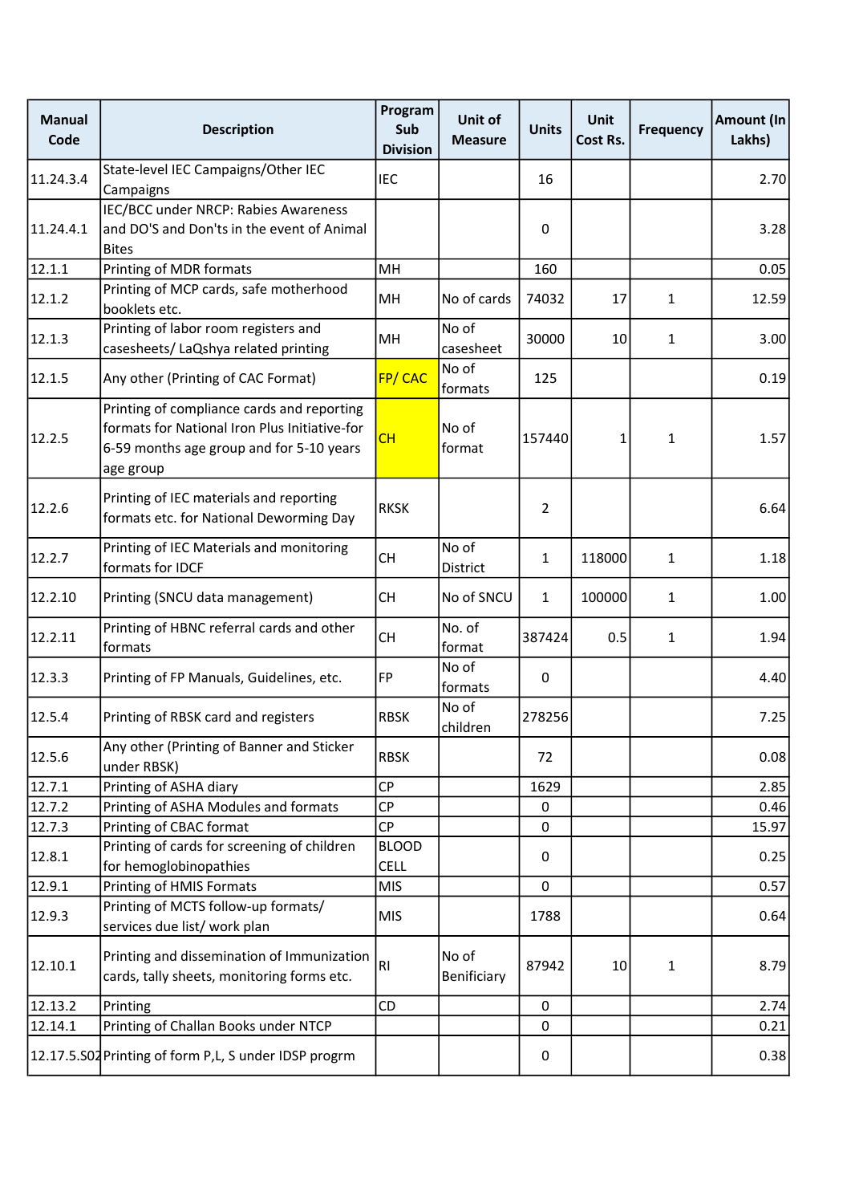| Manual Code | Description | Program Sub Division | Unit of Measure | Units | Unit Cost Rs. | Frequency | Amount (In Lakhs) |
|---|---|---|---|---|---|---|---|
| 11.24.3.4 | State-level IEC Campaigns/Other IEC Campaigns | IEC | | 16 | | | 2.70 |
| 11.24.4.1 | IEC/BCC under NRCP: Rabies Awareness and DO'S and Don'ts in the event of Animal Bites | | | 0 | | | 3.28 |
| 12.1.1 | Printing of MDR formats | MH | | 160 | | | 0.05 |
| 12.1.2 | Printing of MCP cards, safe motherhood booklets etc. | MH | No of cards | 74032 | 17 | 1 | 12.59 |
| 12.1.3 | Printing of labor room registers and casesheets/ LaQshya related printing | MH | No of casesheet | 30000 | 10 | 1 | 3.00 |
| 12.1.5 | Any other (Printing of CAC Format) | FP/ CAC | No of formats | 125 | | | 0.19 |
| 12.2.5 | Printing of compliance cards and reporting formats for National Iron Plus Initiative-for 6-59 months age group and for 5-10 years age group | CH | No of format | 157440 | 1 | 1 | 1.57 |
| 12.2.6 | Printing of IEC materials and reporting formats etc. for National Deworming Day | RKSK | | 2 | | | 6.64 |
| 12.2.7 | Printing of IEC Materials and monitoring formats for IDCF | CH | No of District | 1 | 118000 | 1 | 1.18 |
| 12.2.10 | Printing (SNCU data management) | CH | No of SNCU | 1 | 100000 | 1 | 1.00 |
| 12.2.11 | Printing of HBNC referral cards and other formats | CH | No. of format | 387424 | 0.5 | 1 | 1.94 |
| 12.3.3 | Printing of FP Manuals, Guidelines, etc. | FP | No of formats | 0 | | | 4.40 |
| 12.5.4 | Printing of RBSK card and registers | RBSK | No of children | 278256 | | | 7.25 |
| 12.5.6 | Any other (Printing of Banner and Sticker under RBSK) | RBSK | | 72 | | | 0.08 |
| 12.7.1 | Printing of ASHA diary | CP | | 1629 | | | 2.85 |
| 12.7.2 | Printing of ASHA Modules and formats | CP | | 0 | | | 0.46 |
| 12.7.3 | Printing of CBAC format | CP | | 0 | | | 15.97 |
| 12.8.1 | Printing of cards for screening of children for hemoglobinopathies | BLOOD CELL | | 0 | | | 0.25 |
| 12.9.1 | Printing of HMIS Formats | MIS | | 0 | | | 0.57 |
| 12.9.3 | Printing of MCTS follow-up formats/ services due list/ work plan | MIS | | 1788 | | | 0.64 |
| 12.10.1 | Printing and dissemination of Immunization cards, tally sheets, monitoring forms etc. | RI | No of Benificiary | 87942 | 10 | 1 | 8.79 |
| 12.13.2 | Printing | CD | | 0 | | | 2.74 |
| 12.14.1 | Printing of Challan Books under NTCP | | | 0 | | | 0.21 |
| 12.17.5.S02 | Printing of form P,L, S under IDSP progrm | | | 0 | | | 0.38 |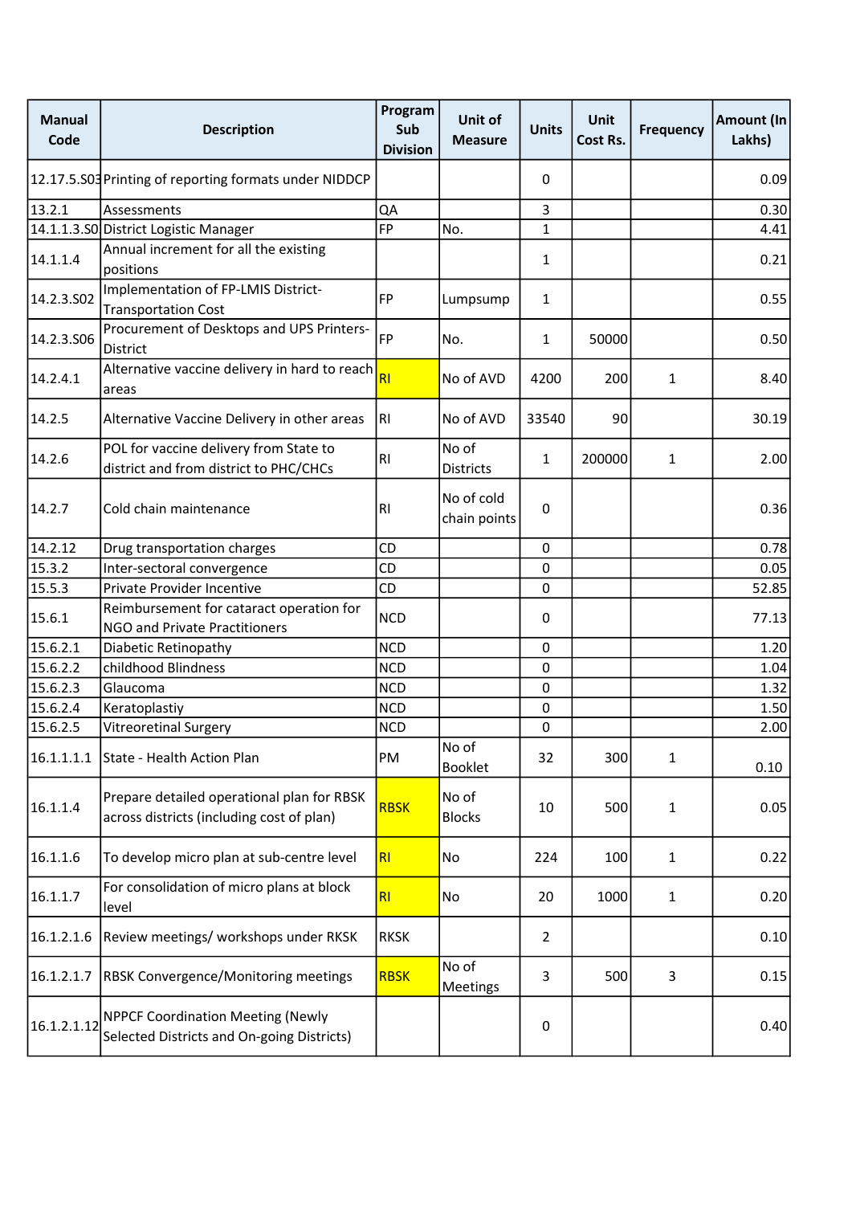| Manual Code | Description | Program Sub Division | Unit of Measure | Units | Unit Cost Rs. | Frequency | Amount (In Lakhs) |
|---|---|---|---|---|---|---|---|
| 12.17.5.S03 | Printing of reporting formats under NIDDCP | | | 0 | | | 0.09 |
| 13.2.1 | Assessments | QA | | 3 | | | 0.30 |
| 14.1.1.3.S0 | District Logistic Manager | FP | No. | 1 | | | 4.41 |
| 14.1.1.4 | Annual increment for all the existing positions | | | 1 | | | 0.21 |
| 14.2.3.S02 | Implementation of FP-LMIS District-Transportation Cost | FP | Lumpsump | 1 | | | 0.55 |
| 14.2.3.S06 | Procurement of Desktops and UPS Printers-District | FP | No. | 1 | 50000 | | 0.50 |
| 14.2.4.1 | Alternative vaccine delivery in hard to reach areas | RI | No of AVD | 4200 | 200 | 1 | 8.40 |
| 14.2.5 | Alternative Vaccine Delivery in other areas | RI | No of AVD | 33540 | 90 | | 30.19 |
| 14.2.6 | POL for vaccine delivery from State to district and from district to PHC/CHCs | RI | No of Districts | 1 | 200000 | 1 | 2.00 |
| 14.2.7 | Cold chain maintenance | RI | No of cold chain points | 0 | | | 0.36 |
| 14.2.12 | Drug transportation charges | CD | | 0 | | | 0.78 |
| 15.3.2 | Inter-sectoral convergence | CD | | 0 | | | 0.05 |
| 15.5.3 | Private Provider Incentive | CD | | 0 | | | 52.85 |
| 15.6.1 | Reimbursement for cataract operation for NGO and Private Practitioners | NCD | | 0 | | | 77.13 |
| 15.6.2.1 | Diabetic Retinopathy | NCD | | 0 | | | 1.20 |
| 15.6.2.2 | childhood Blindness | NCD | | 0 | | | 1.04 |
| 15.6.2.3 | Glaucoma | NCD | | 0 | | | 1.32 |
| 15.6.2.4 | Keratoplastiy | NCD | | 0 | | | 1.50 |
| 15.6.2.5 | Vitreoretinal Surgery | NCD | | 0 | | | 2.00 |
| 16.1.1.1.1 | State - Health Action Plan | PM | No of Booklet | 32 | 300 | 1 | 0.10 |
| 16.1.1.4 | Prepare detailed operational plan for RBSK across districts (including cost of plan) | RBSK | No of Blocks | 10 | 500 | 1 | 0.05 |
| 16.1.1.6 | To develop micro plan at sub-centre level | RI | No | 224 | 100 | 1 | 0.22 |
| 16.1.1.7 | For consolidation of micro plans at block level | RI | No | 20 | 1000 | 1 | 0.20 |
| 16.1.2.1.6 | Review meetings/ workshops under RKSK | RKSK | | 2 | | | 0.10 |
| 16.1.2.1.7 | RBSK Convergence/Monitoring meetings | RBSK | No of Meetings | 3 | 500 | 3 | 0.15 |
| 16.1.2.1.12 | NPPCF Coordination Meeting (Newly Selected Districts and On-going Districts) | | | 0 | | | 0.40 |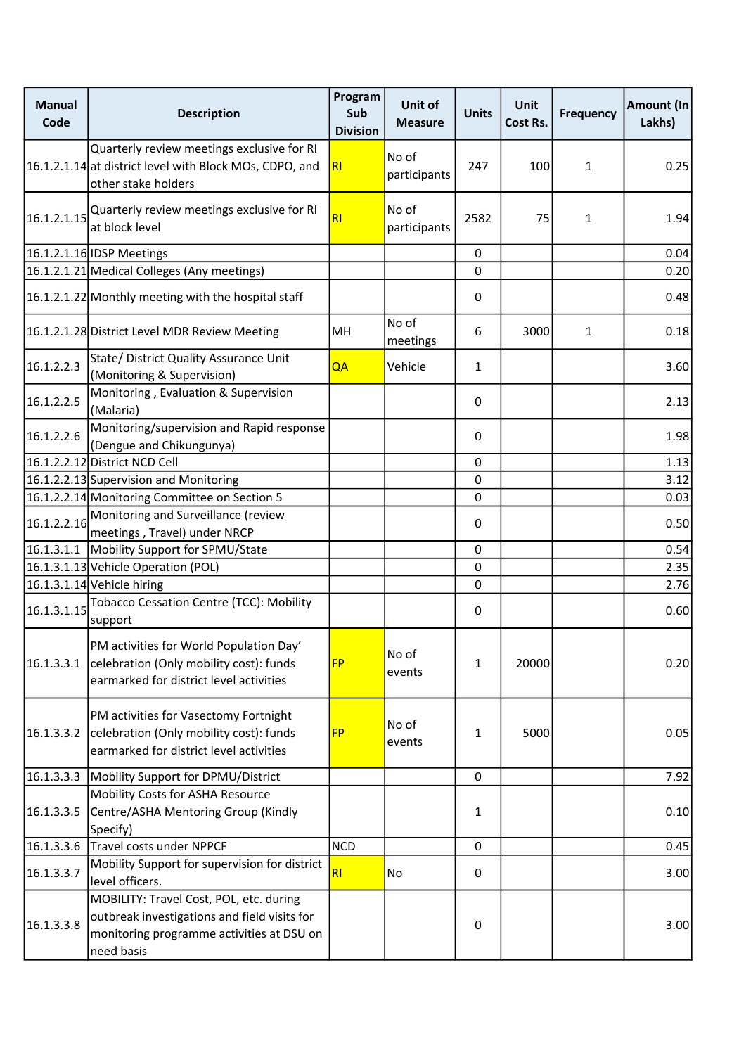| Manual Code | Description | Program Sub Division | Unit of Measure | Units | Unit Cost Rs. | Frequency | Amount (In Lakhs) |
|---|---|---|---|---|---|---|---|
| 16.1.2.1.14 | Quarterly review meetings exclusive for RI at district level with Block MOs, CDPO, and other stake holders | RI | No of participants | 247 | 100 | 1 | 0.25 |
| 16.1.2.1.15 | Quarterly review meetings exclusive for RI at block level | RI | No of participants | 2582 | 75 | 1 | 1.94 |
| 16.1.2.1.16 | IDSP Meetings | | | 0 | | | 0.04 |
| 16.1.2.1.21 | Medical Colleges (Any meetings) | | | 0 | | | 0.20 |
| 16.1.2.1.22 | Monthly meeting with the hospital staff | | | 0 | | | 0.48 |
| 16.1.2.1.28 | District Level MDR Review Meeting | MH | No of meetings | 6 | 3000 | 1 | 0.18 |
| 16.1.2.2.3 | State/ District Quality Assurance Unit (Monitoring & Supervision) | QA | Vehicle | 1 | | | 3.60 |
| 16.1.2.2.5 | Monitoring , Evaluation & Supervision (Malaria) | | | 0 | | | 2.13 |
| 16.1.2.2.6 | Monitoring/supervision and Rapid response (Dengue and Chikungunya) | | | 0 | | | 1.98 |
| 16.1.2.2.12 | District NCD Cell | | | 0 | | | 1.13 |
| 16.1.2.2.13 | Supervision and Monitoring | | | 0 | | | 3.12 |
| 16.1.2.2.14 | Monitoring Committee on Section 5 | | | 0 | | | 0.03 |
| 16.1.2.2.16 | Monitoring and Surveillance (review meetings , Travel) under NRCP | | | 0 | | | 0.50 |
| 16.1.3.1.1 | Mobility Support for SPMU/State | | | 0 | | | 0.54 |
| 16.1.3.1.13 | Vehicle Operation (POL) | | | 0 | | | 2.35 |
| 16.1.3.1.14 | Vehicle hiring | | | 0 | | | 2.76 |
| 16.1.3.1.15 | Tobacco Cessation Centre (TCC): Mobility support | | | 0 | | | 0.60 |
| 16.1.3.3.1 | PM activities for World Population Day' celebration (Only mobility cost): funds earmarked for district level activities | FP | No of events | 1 | 20000 | | 0.20 |
| 16.1.3.3.2 | PM activities for Vasectomy Fortnight celebration (Only mobility cost): funds earmarked for district level activities | FP | No of events | 1 | 5000 | | 0.05 |
| 16.1.3.3.3 | Mobility Support for DPMU/District | | | 0 | | | 7.92 |
| 16.1.3.3.5 | Mobility Costs for ASHA Resource Centre/ASHA Mentoring Group (Kindly Specify) | | | 1 | | | 0.10 |
| 16.1.3.3.6 | Travel costs under NPPCF | NCD | | 0 | | | 0.45 |
| 16.1.3.3.7 | Mobility Support for supervision for district level officers. | RI | No | 0 | | | 3.00 |
| 16.1.3.3.8 | MOBILITY: Travel Cost, POL, etc. during outbreak investigations and field visits for monitoring programme activities at DSU on need basis | | | 0 | | | 3.00 |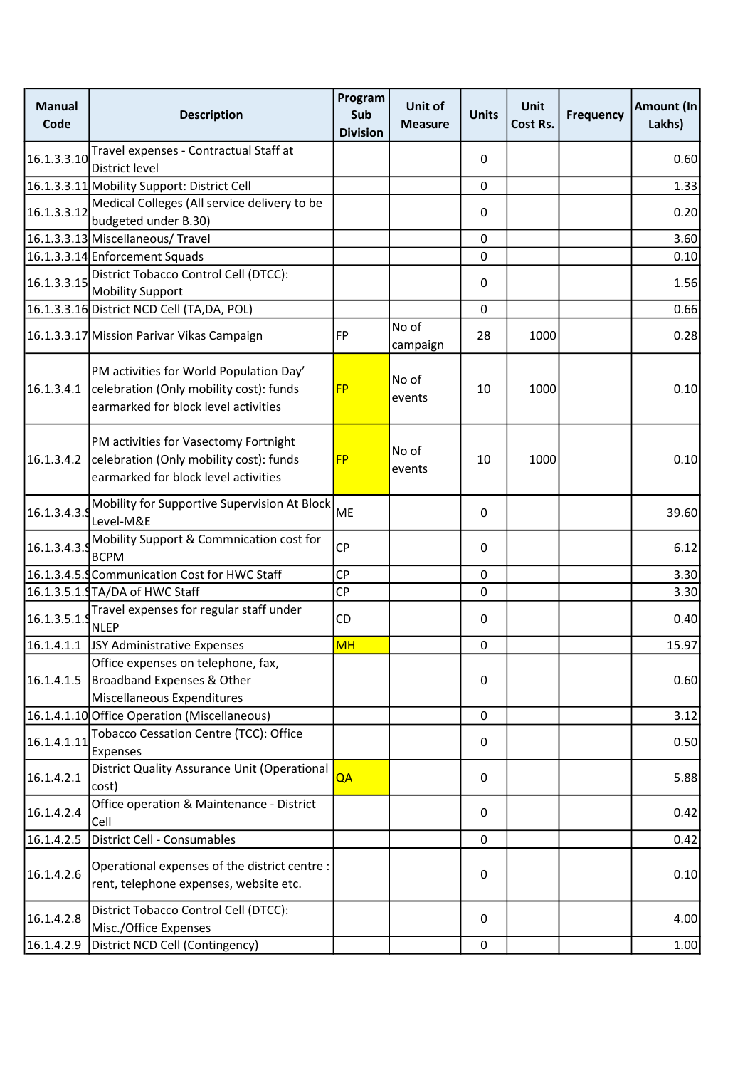| Manual Code | Description | Program Sub Division | Unit of Measure | Units | Unit Cost Rs. | Frequency | Amount (In Lakhs) |
|---|---|---|---|---|---|---|---|
| 16.1.3.3.10 | Travel expenses - Contractual Staff at District level | | | 0 | | | 0.60 |
| 16.1.3.3.11 | Mobility Support: District Cell | | | 0 | | | 1.33 |
| 16.1.3.3.12 | Medical Colleges (All service delivery to be budgeted under B.30) | | | 0 | | | 0.20 |
| 16.1.3.3.13 | Miscellaneous/ Travel | | | 0 | | | 3.60 |
| 16.1.3.3.14 | Enforcement Squads | | | 0 | | | 0.10 |
| 16.1.3.3.15 | District Tobacco Control Cell (DTCC): Mobility Support | | | 0 | | | 1.56 |
| 16.1.3.3.16 | District NCD Cell (TA,DA, POL) | | | 0 | | | 0.66 |
| 16.1.3.3.17 | Mission Parivar Vikas Campaign | FP | No of campaign | 28 | 1000 | | 0.28 |
| 16.1.3.4.1 | PM activities for World Population Day' celebration (Only mobility cost): funds earmarked for block level activities | FP | No of events | 10 | 1000 | | 0.10 |
| 16.1.3.4.2 | PM activities for Vasectomy Fortnight celebration (Only mobility cost): funds earmarked for block level activities | FP | No of events | 10 | 1000 | | 0.10 |
| 16.1.3.4.3.S | Mobility for Supportive Supervision At Block Level-M&E | ME | | 0 | | | 39.60 |
| 16.1.3.4.3.S | Mobility Support & Commnication cost for BCPM | CP | | 0 | | | 6.12 |
| 16.1.3.4.5.S | Communication Cost for HWC Staff | CP | | 0 | | | 3.30 |
| 16.1.3.5.1.S | TA/DA of HWC Staff | CP | | 0 | | | 3.30 |
| 16.1.3.5.1.S | Travel expenses for regular staff under NLEP | CD | | 0 | | | 0.40 |
| 16.1.4.1.1 | JSY Administrative Expenses | MH | | 0 | | | 15.97 |
| 16.1.4.1.5 | Office expenses on telephone, fax, Broadband Expenses & Other Miscellaneous Expenditures | | | 0 | | | 0.60 |
| 16.1.4.1.10 | Office Operation (Miscellaneous) | | | 0 | | | 3.12 |
| 16.1.4.1.11 | Tobacco Cessation Centre (TCC): Office Expenses | | | 0 | | | 0.50 |
| 16.1.4.2.1 | District Quality Assurance Unit (Operational cost) | QA | | 0 | | | 5.88 |
| 16.1.4.2.4 | Office operation & Maintenance - District Cell | | | 0 | | | 0.42 |
| 16.1.4.2.5 | District Cell - Consumables | | | 0 | | | 0.42 |
| 16.1.4.2.6 | Operational expenses of the district centre : rent, telephone expenses, website etc. | | | 0 | | | 0.10 |
| 16.1.4.2.8 | District Tobacco Control Cell (DTCC): Misc./Office Expenses | | | 0 | | | 4.00 |
| 16.1.4.2.9 | District NCD Cell (Contingency) | | | 0 | | | 1.00 |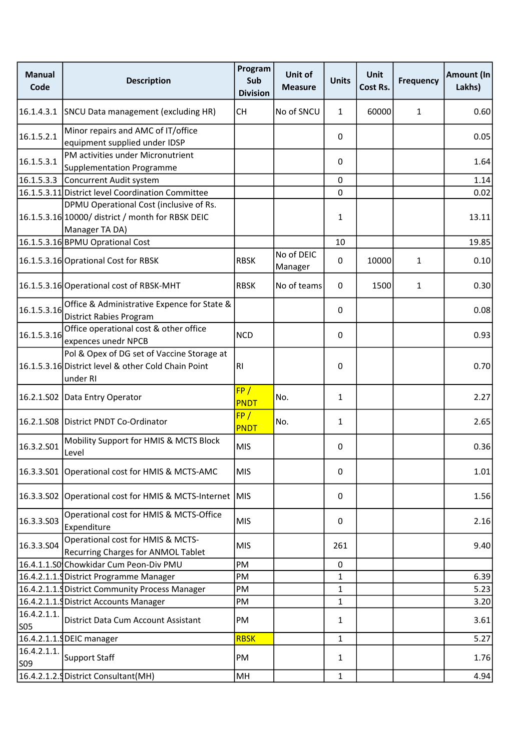| Manual Code | Description | Program Sub Division | Unit of Measure | Units | Unit Cost Rs. | Frequency | Amount (In Lakhs) |
|---|---|---|---|---|---|---|---|
| 16.1.4.3.1 | SNCU Data management (excluding HR) | CH | No of SNCU | 1 | 60000 | 1 | 0.60 |
| 16.1.5.2.1 | Minor repairs and AMC of IT/office equipment supplied under IDSP | | | 0 | | | 0.05 |
| 16.1.5.3.1 | PM activities under Micronutrient Supplementation Programme | | | 0 | | | 1.64 |
| 16.1.5.3.3 | Concurrent Audit system | | | 0 | | | 1.14 |
| 16.1.5.3.11 | District level Coordination Committee | | | 0 | | | 0.02 |
| 16.1.5.3.16 | DPMU Operational Cost (inclusive of Rs. 10000/ district / month for RBSK DEIC Manager TA DA) | | | 1 | | | 13.11 |
| 16.1.5.3.16 | BPMU Oprational Cost | | | 10 | | | 19.85 |
| 16.1.5.3.16 | Oprational Cost for RBSK | RBSK | No of DEIC Manager | 0 | 10000 | 1 | 0.10 |
| 16.1.5.3.16 | Operational cost of RBSK-MHT | RBSK | No of teams | 0 | 1500 | 1 | 0.30 |
| 16.1.5.3.16 | Office & Administrative Expence for State & District Rabies Program | | | 0 | | | 0.08 |
| 16.1.5.3.16 | Office operational cost & other office expences unedr NPCB | NCD | | 0 | | | 0.93 |
| 16.1.5.3.16 | Pol & Opex of DG set of Vaccine Storage at District level & other Cold Chain Point under RI | RI | | 0 | | | 0.70 |
| 16.2.1.S02 | Data Entry Operator | FP / PNDT | No. | 1 | | | 2.27 |
| 16.2.1.S08 | District PNDT Co-Ordinator | FP / PNDT | No. | 1 | | | 2.65 |
| 16.3.2.S01 | Mobility Support for HMIS & MCTS Block Level | MIS | | 0 | | | 0.36 |
| 16.3.3.S01 | Operational cost for HMIS & MCTS-AMC | MIS | | 0 | | | 1.01 |
| 16.3.3.S02 | Operational cost for HMIS & MCTS-Internet | MIS | | 0 | | | 1.56 |
| 16.3.3.S03 | Operational cost for HMIS & MCTS-Office Expenditure | MIS | | 0 | | | 2.16 |
| 16.3.3.S04 | Operational cost for HMIS & MCTS-Recurring Charges for ANMOL Tablet | MIS | | 261 | | | 9.40 |
| 16.4.1.1.S0 | Chowkidar Cum Peon-Div PMU | PM | | 0 | | | |
| 16.4.2.1.1.S | District Programme Manager | PM | | 1 | | | 6.39 |
| 16.4.2.1.1.S | District Community Process Manager | PM | | 1 | | | 5.23 |
| 16.4.2.1.1.S | District Accounts Manager | PM | | 1 | | | 3.20 |
| 16.4.2.1.1.S05 | District Data Cum Account Assistant | PM | | 1 | | | 3.61 |
| 16.4.2.1.1.S | DEIC manager | RBSK | | 1 | | | 5.27 |
| 16.4.2.1.1.S09 | Support Staff | PM | | 1 | | | 1.76 |
| 16.4.2.1.2.S | District Consultant(MH) | MH | | 1 | | | 4.94 |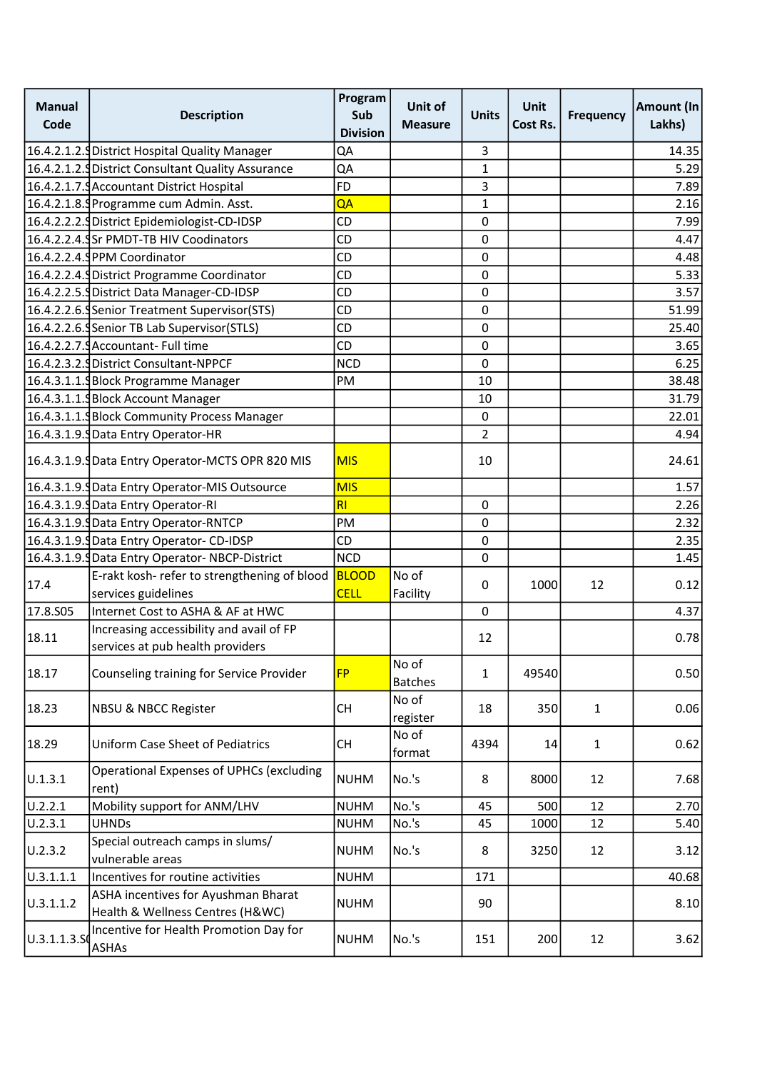| Manual Code | Description | Program Sub Division | Unit of Measure | Units | Unit Cost Rs. | Frequency | Amount (In Lakhs) |
|---|---|---|---|---|---|---|---|
| 16.4.2.1.2.S | District Hospital Quality Manager | QA | | 3 | | | 14.35 |
| 16.4.2.1.2.S | District Consultant Quality Assurance | QA | | 1 | | | 5.29 |
| 16.4.2.1.7.S | Accountant District Hospital | FD | | 3 | | | 7.89 |
| 16.4.2.1.8.S | Programme cum Admin. Asst. | QA | | 1 | | | 2.16 |
| 16.4.2.2.2.S | District Epidemiologist-CD-IDSP | CD | | 0 | | | 7.99 |
| 16.4.2.2.4.S | Sr PMDT-TB HIV Coodinators | CD | | 0 | | | 4.47 |
| 16.4.2.2.4.S | PPM Coordinator | CD | | 0 | | | 4.48 |
| 16.4.2.2.4.S | District Programme Coordinator | CD | | 0 | | | 5.33 |
| 16.4.2.2.5.S | District Data Manager-CD-IDSP | CD | | 0 | | | 3.57 |
| 16.4.2.2.6.S | Senior Treatment Supervisor(STS) | CD | | 0 | | | 51.99 |
| 16.4.2.2.6.S | Senior TB Lab Supervisor(STLS) | CD | | 0 | | | 25.40 |
| 16.4.2.2.7.S | Accountant- Full time | CD | | 0 | | | 3.65 |
| 16.4.2.3.2.S | District Consultant-NPPCF | NCD | | 0 | | | 6.25 |
| 16.4.3.1.1.S | Block Programme Manager | PM | | 10 | | | 38.48 |
| 16.4.3.1.1.S | Block Account Manager | | | 10 | | | 31.79 |
| 16.4.3.1.1.S | Block Community Process Manager | | | 0 | | | 22.01 |
| 16.4.3.1.9.S | Data Entry Operator-HR | | | 2 | | | 4.94 |
| 16.4.3.1.9.S | Data Entry Operator-MCTS OPR 820 MIS | MIS | | 10 | | | 24.61 |
| 16.4.3.1.9.S | Data Entry Operator-MIS Outsource | MIS | | | | | 1.57 |
| 16.4.3.1.9.S | Data Entry Operator-RI | RI | | 0 | | | 2.26 |
| 16.4.3.1.9.S | Data Entry Operator-RNTCP | PM | | 0 | | | 2.32 |
| 16.4.3.1.9.S | Data Entry Operator- CD-IDSP | CD | | 0 | | | 2.35 |
| 16.4.3.1.9.S | Data Entry Operator- NBCP-District | NCD | | 0 | | | 1.45 |
| 17.4 | E-rakt kosh- refer to strengthening of blood services guidelines | BLOOD CELL | No of Facility | 0 | 1000 | 12 | 0.12 |
| 17.8.S05 | Internet Cost to ASHA & AF at HWC | | | 0 | | | 4.37 |
| 18.11 | Increasing accessibility and avail of FP services at pub health providers | | | 12 | | | 0.78 |
| 18.17 | Counseling training for Service Provider | FP | No of Batches | 1 | 49540 | | 0.50 |
| 18.23 | NBSU & NBCC Register | CH | No of register | 18 | 350 | 1 | 0.06 |
| 18.29 | Uniform Case Sheet of Pediatrics | CH | No of format | 4394 | 14 | 1 | 0.62 |
| U.1.3.1 | Operational Expenses of UPHCs (excluding rent) | NUHM | No.'s | 8 | 8000 | 12 | 7.68 |
| U.2.2.1 | Mobility support for ANM/LHV | NUHM | No.'s | 45 | 500 | 12 | 2.70 |
| U.2.3.1 | UHNDs | NUHM | No.'s | 45 | 1000 | 12 | 5.40 |
| U.2.3.2 | Special outreach camps in slums/ vulnerable areas | NUHM | No.'s | 8 | 3250 | 12 | 3.12 |
| U.3.1.1.1 | Incentives for routine activities | NUHM | | 171 | | | 40.68 |
| U.3.1.1.2 | ASHA incentives for Ayushman Bharat Health & Wellness Centres (H&WC) | NUHM | | 90 | | | 8.10 |
| U.3.1.1.3.S0 | Incentive for Health Promotion Day for ASHAs | NUHM | No.'s | 151 | 200 | 12 | 3.62 |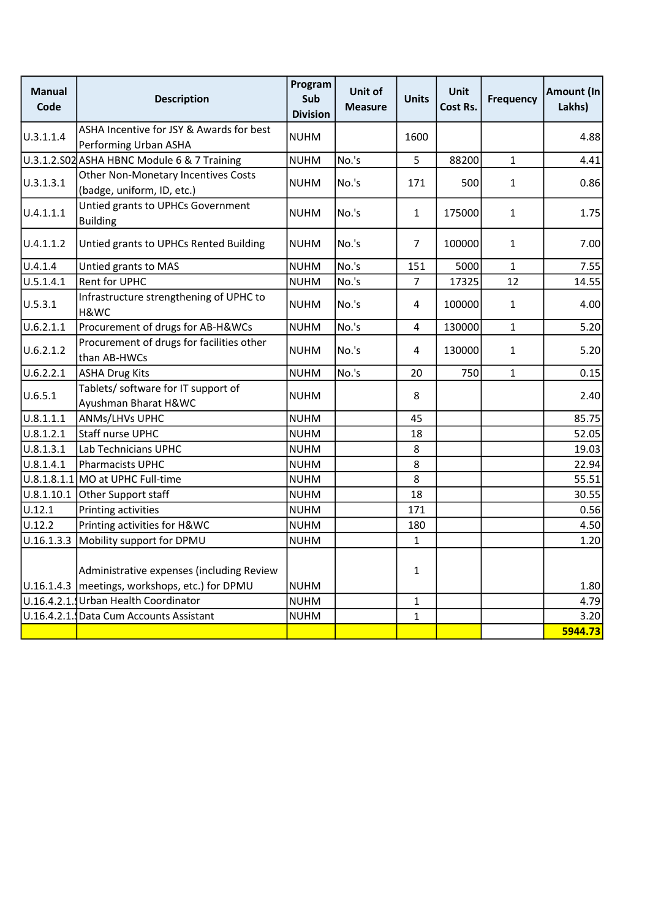| Manual Code | Description | Program Sub Division | Unit of Measure | Units | Unit Cost Rs. | Frequency | Amount (In Lakhs) |
|---|---|---|---|---|---|---|---|
| U.3.1.1.4 | ASHA Incentive for JSY & Awards for best Performing Urban ASHA | NUHM | | 1600 | | | 4.88 |
| U.3.1.2.S02 | ASHA HBNC Module 6 & 7 Training | NUHM | No.'s | 5 | 88200 | 1 | 4.41 |
| U.3.1.3.1 | Other Non-Monetary Incentives Costs (badge, uniform, ID, etc.) | NUHM | No.'s | 171 | 500 | 1 | 0.86 |
| U.4.1.1.1 | Untied grants to UPHCs Government Building | NUHM | No.'s | 1 | 175000 | 1 | 1.75 |
| U.4.1.1.2 | Untied grants to UPHCs Rented Building | NUHM | No.'s | 7 | 100000 | 1 | 7.00 |
| U.4.1.4 | Untied grants to MAS | NUHM | No.'s | 151 | 5000 | 1 | 7.55 |
| U.5.1.4.1 | Rent for UPHC | NUHM | No.'s | 7 | 17325 | 12 | 14.55 |
| U.5.3.1 | Infrastructure strengthening of UPHC to H&WC | NUHM | No.'s | 4 | 100000 | 1 | 4.00 |
| U.6.2.1.1 | Procurement of drugs for AB-H&WCs | NUHM | No.'s | 4 | 130000 | 1 | 5.20 |
| U.6.2.1.2 | Procurement of drugs for facilities other than AB-HWCs | NUHM | No.'s | 4 | 130000 | 1 | 5.20 |
| U.6.2.2.1 | ASHA Drug Kits | NUHM | No.'s | 20 | 750 | 1 | 0.15 |
| U.6.5.1 | Tablets/ software for IT support of Ayushman Bharat H&WC | NUHM | | 8 | | | 2.40 |
| U.8.1.1.1 | ANMs/LHVs UPHC | NUHM | | 45 | | | 85.75 |
| U.8.1.2.1 | Staff nurse UPHC | NUHM | | 18 | | | 52.05 |
| U.8.1.3.1 | Lab Technicians UPHC | NUHM | | 8 | | | 19.03 |
| U.8.1.4.1 | Pharmacists UPHC | NUHM | | 8 | | | 22.94 |
| U.8.1.8.1.1 | MO at UPHC Full-time | NUHM | | 8 | | | 55.51 |
| U.8.1.10.1 | Other Support staff | NUHM | | 18 | | | 30.55 |
| U.12.1 | Printing activities | NUHM | | 171 | | | 0.56 |
| U.12.2 | Printing activities for H&WC | NUHM | | 180 | | | 4.50 |
| U.16.1.3.3 | Mobility support for DPMU | NUHM | | 1 | | | 1.20 |
| U.16.1.4.3 | Administrative expenses (including Review meetings, workshops, etc.) for DPMU | NUHM | | 1 | | | 1.80 |
| U.16.4.2.1.! | Urban Health Coordinator | NUHM | | 1 | | | 4.79 |
| U.16.4.2.1.! | Data Cum Accounts Assistant | NUHM | | 1 | | | 3.20 |
| | | | | | | | **5944.73** |